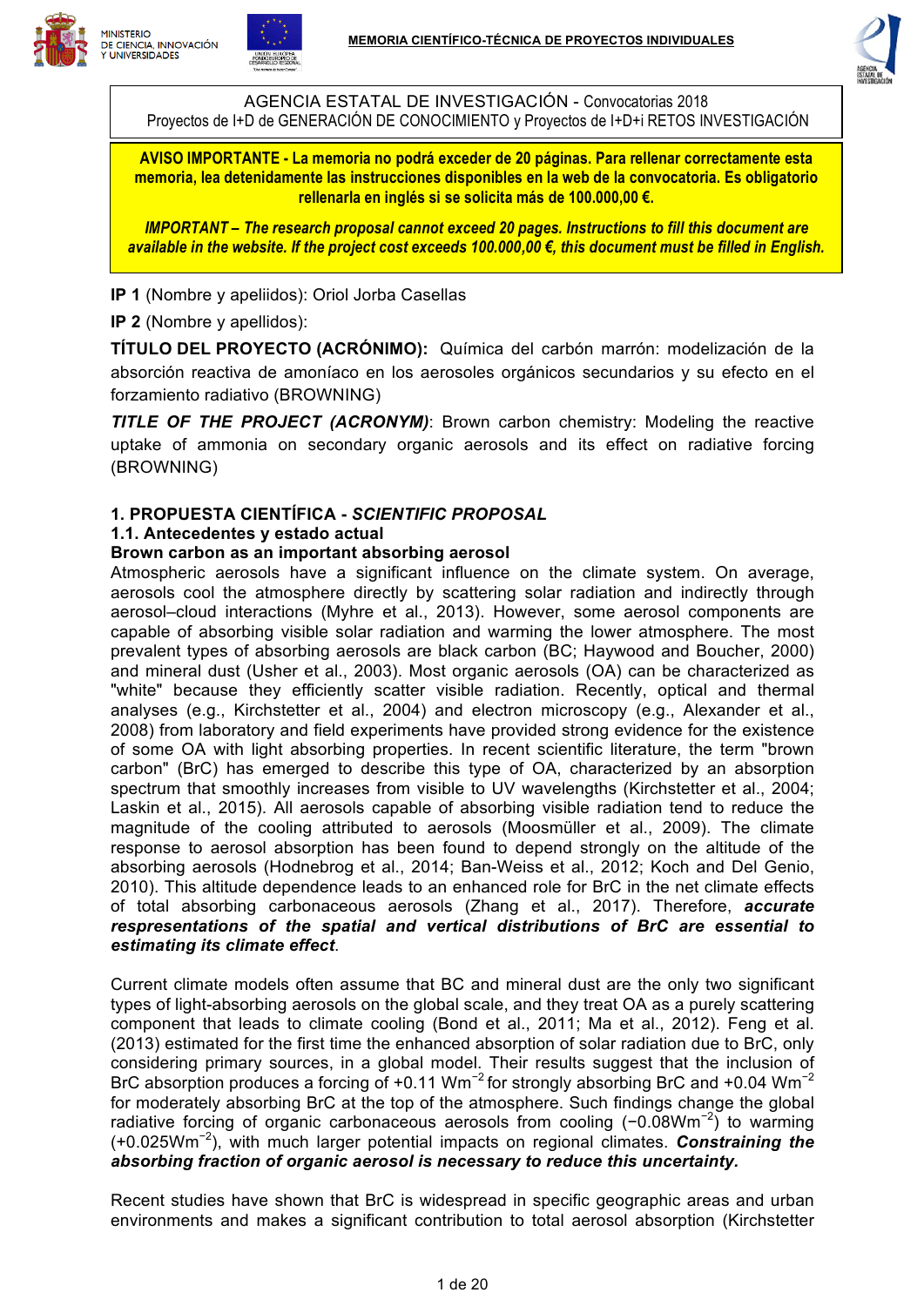AGENCIA ESTATAL DE INVESTIGACIÓN - Convocatorias 2018
Proyectos de I+D de GENERACIÓN DE CONOCIMIENTO y Proyectos de I+D+i RETOS INVESTIGACIÓN

**AVISO IMPORTANTE - La memoria no podrá exceder de 20 páginas. Para rellenar correctamente esta memoria, lea detenidamente las instrucciones disponibles en la web de la convocatoria. Es obligatorio rellenarla en inglés si se solicita más de 100.000,00 €.**

***IMPORTANT – The research proposal cannot exceed 20 pages. Instructions to fill this document are available in the website. If the project cost exceeds 100.000,00 €, this document must be filled in English.***

**IP 1** (Nombre y apeliidos): Oriol Jorba Casellas

**IP 2** (Nombre y apellidos):

**TÍTULO DEL PROYECTO (ACRÓNIMO):** Química del carbón marrón: modelización de la absorción reactiva de amoníaco en los aerosoles orgánicos secundarios y su efecto en el forzamiento radiativo (BROWNING)

***TITLE OF THE PROJECT (ACRONYM)***: Brown carbon chemistry: Modeling the reactive uptake of ammonia on secondary organic aerosols and its effect on radiative forcing (BROWNING)

## 1. PROPUESTA CIENTÍFICA - *SCIENTIFIC PROPOSAL*

### 1.1. Antecedentes y estado actual

**Brown carbon as an important absorbing aerosol**

Atmospheric aerosols have a significant influence on the climate system. On average, aerosols cool the atmosphere directly by scattering solar radiation and indirectly through aerosol–cloud interactions (Myhre et al., 2013). However, some aerosol components are capable of absorbing visible solar radiation and warming the lower atmosphere. The most prevalent types of absorbing aerosols are black carbon (BC; Haywood and Boucher, 2000) and mineral dust (Usher et al., 2003). Most organic aerosols (OA) can be characterized as "white" because they efficiently scatter visible radiation. Recently, optical and thermal analyses (e.g., Kirchstetter et al., 2004) and electron microscopy (e.g., Alexander et al., 2008) from laboratory and field experiments have provided strong evidence for the existence of some OA with light absorbing properties. In recent scientific literature, the term "brown carbon" (BrC) has emerged to describe this type of OA, characterized by an absorption spectrum that smoothly increases from visible to UV wavelengths (Kirchstetter et al., 2004; Laskin et al., 2015). All aerosols capable of absorbing visible radiation tend to reduce the magnitude of the cooling attributed to aerosols (Moosmüller et al., 2009). The climate response to aerosol absorption has been found to depend strongly on the altitude of the absorbing aerosols (Hodnebrog et al., 2014; Ban-Weiss et al., 2012; Koch and Del Genio, 2010). This altitude dependence leads to an enhanced role for BrC in the net climate effects of total absorbing carbonaceous aerosols (Zhang et al., 2017). Therefore, ***accurate respresentations of the spatial and vertical distributions of BrC are essential to estimating its climate effect***.

Current climate models often assume that BC and mineral dust are the only two significant types of light-absorbing aerosols on the global scale, and they treat OA as a purely scattering component that leads to climate cooling (Bond et al., 2011; Ma et al., 2012). Feng et al. (2013) estimated for the first time the enhanced absorption of solar radiation due to BrC, only considering primary sources, in a global model. Their results suggest that the inclusion of BrC absorption produces a forcing of +0.11 $Wm^{-2}$ for strongly absorbing BrC and +0.04 $Wm^{-2}$ for moderately absorbing BrC at the top of the atmosphere. Such findings change the global radiative forcing of organic carbonaceous aerosols from cooling (−0.08$Wm^{-2}$) to warming (+0.025$Wm^{-2}$), with much larger potential impacts on regional climates. ***Constraining the absorbing fraction of organic aerosol is necessary to reduce this uncertainty.***

Recent studies have shown that BrC is widespread in specific geographic areas and urban environments and makes a significant contribution to total aerosol absorption (Kirchstetter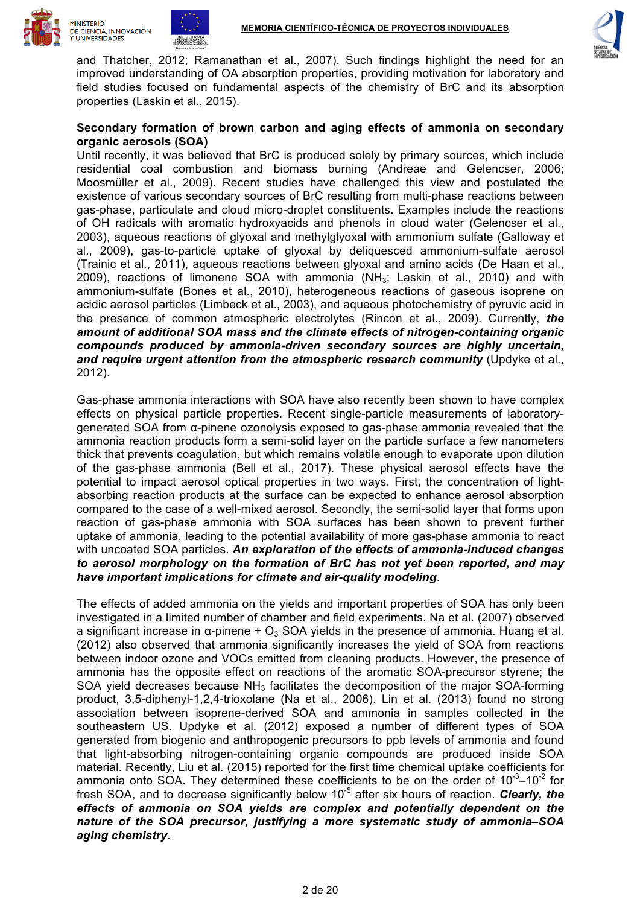and Thatcher, 2012; Ramanathan et al., 2007). Such findings highlight the need for an improved understanding of OA absorption properties, providing motivation for laboratory and field studies focused on fundamental aspects of the chemistry of BrC and its absorption properties (Laskin et al., 2015).

**Secondary formation of brown carbon and aging effects of ammonia on secondary organic aerosols (SOA)**

Until recently, it was believed that BrC is produced solely by primary sources, which include residential coal combustion and biomass burning (Andreae and Gelencser, 2006; Moosmüller et al., 2009). Recent studies have challenged this view and postulated the existence of various secondary sources of BrC resulting from multi-phase reactions between gas-phase, particulate and cloud micro-droplet constituents. Examples include the reactions of OH radicals with aromatic hydroxyacids and phenols in cloud water (Gelencser et al., 2003), aqueous reactions of glyoxal and methylglyoxal with ammonium sulfate (Galloway et al., 2009), gas-to-particle uptake of glyoxal by deliquesced ammonium-sulfate aerosol (Trainic et al., 2011), aqueous reactions between glyoxal and amino acids (De Haan et al., 2009), reactions of limonene SOA with ammonia ($NH_3$; Laskin et al., 2010) and with ammonium-sulfate (Bones et al., 2010), heterogeneous reactions of gaseous isoprene on acidic aerosol particles (Limbeck et al., 2003), and aqueous photochemistry of pyruvic acid in the presence of common atmospheric electrolytes (Rincon et al., 2009). Currently, ***the amount of additional SOA mass and the climate effects of nitrogen-containing organic compounds produced by ammonia-driven secondary sources are highly uncertain, and require urgent attention from the atmospheric research community*** (Updyke et al., 2012).

Gas-phase ammonia interactions with SOA have also recently been shown to have complex effects on physical particle properties. Recent single-particle measurements of laboratory-generated SOA from α-pinene ozonolysis exposed to gas-phase ammonia revealed that the ammonia reaction products form a semi-solid layer on the particle surface a few nanometers thick that prevents coagulation, but which remains volatile enough to evaporate upon dilution of the gas-phase ammonia (Bell et al., 2017). These physical aerosol effects have the potential to impact aerosol optical properties in two ways. First, the concentration of light-absorbing reaction products at the surface can be expected to enhance aerosol absorption compared to the case of a well-mixed aerosol. Secondly, the semi-solid layer that forms upon reaction of gas-phase ammonia with SOA surfaces has been shown to prevent further uptake of ammonia, leading to the potential availability of more gas-phase ammonia to react with uncoated SOA particles. ***An exploration of the effects of ammonia-induced changes to aerosol morphology on the formation of BrC has not yet been reported, and may have important implications for climate and air-quality modeling***.

The effects of added ammonia on the yields and important properties of SOA has only been investigated in a limited number of chamber and field experiments. Na et al. (2007) observed a significant increase in α-pinene + $O_3$ SOA yields in the presence of ammonia. Huang et al. (2012) also observed that ammonia significantly increases the yield of SOA from reactions between indoor ozone and VOCs emitted from cleaning products. However, the presence of ammonia has the opposite effect on reactions of the aromatic SOA-precursor styrene; the SOA yield decreases because $NH_3$ facilitates the decomposition of the major SOA-forming product, 3,5-diphenyl-1,2,4-trioxolane (Na et al., 2006). Lin et al. (2013) found no strong association between isoprene-derived SOA and ammonia in samples collected in the southeastern US. Updyke et al. (2012) exposed a number of different types of SOA generated from biogenic and anthropogenic precursors to ppb levels of ammonia and found that light-absorbing nitrogen-containing organic compounds are produced inside SOA material. Recently, Liu et al. (2015) reported for the first time chemical uptake coefficients for ammonia onto SOA. They determined these coefficients to be on the order of $10^{-3}$–$10^{-2}$ for fresh SOA, and to decrease significantly below $10^{-5}$ after six hours of reaction. ***Clearly, the effects of ammonia on SOA yields are complex and potentially dependent on the nature of the SOA precursor, justifying a more systematic study of ammonia–SOA aging chemistry***.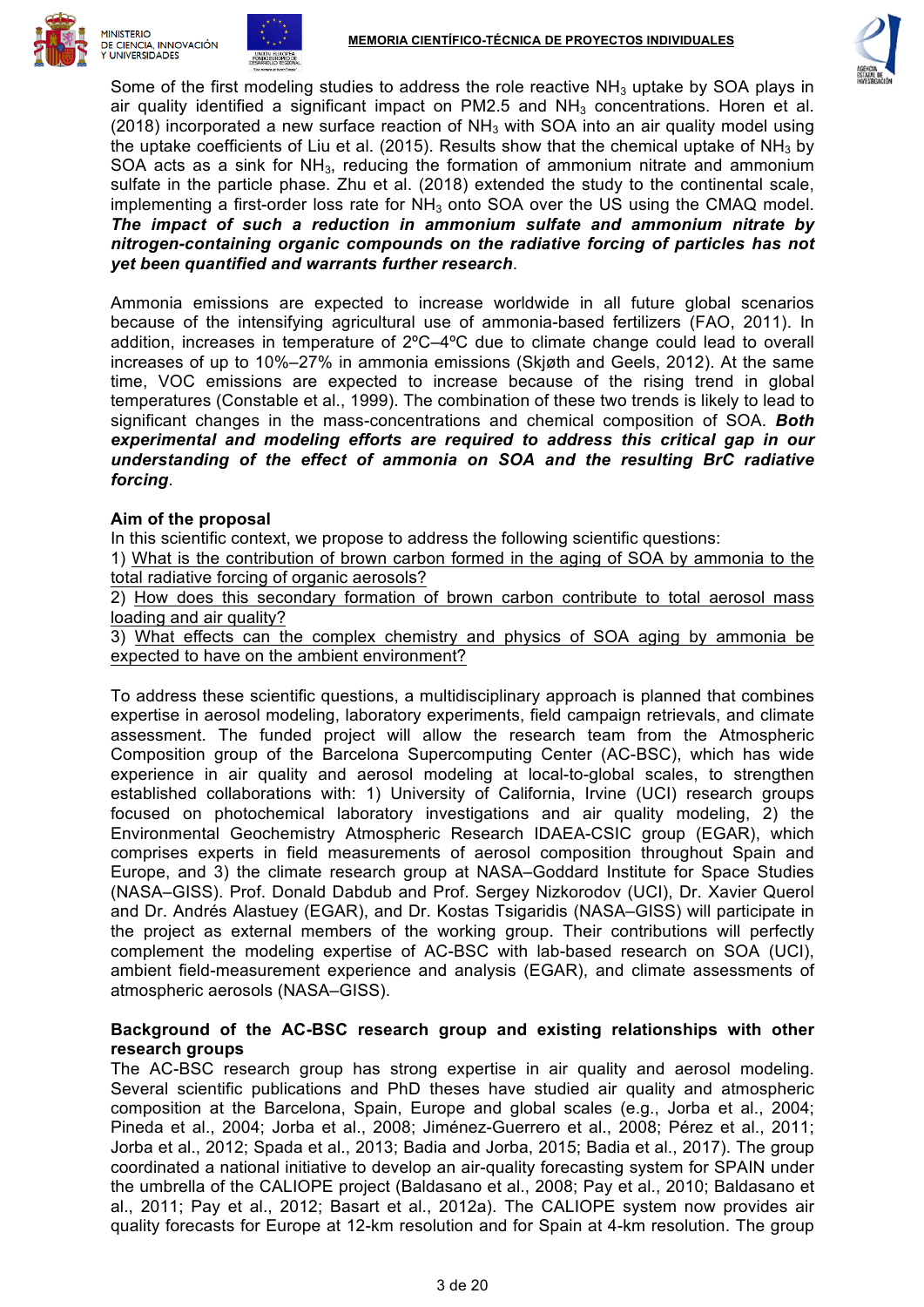Some of the first modeling studies to address the role reactive $NH_3$ uptake by SOA plays in air quality identified a significant impact on PM2.5 and $NH_3$ concentrations. Horen et al. (2018) incorporated a new surface reaction of $NH_3$ with SOA into an air quality model using the uptake coefficients of Liu et al. (2015). Results show that the chemical uptake of $NH_3$ by SOA acts as a sink for $NH_3$, reducing the formation of ammonium nitrate and ammonium sulfate in the particle phase. Zhu et al. (2018) extended the study to the continental scale, implementing a first-order loss rate for $NH_3$ onto SOA over the US using the CMAQ model. ***The impact of such a reduction in ammonium sulfate and ammonium nitrate by nitrogen-containing organic compounds on the radiative forcing of particles has not yet been quantified and warrants further research***.

Ammonia emissions are expected to increase worldwide in all future global scenarios because of the intensifying agricultural use of ammonia-based fertilizers (FAO, 2011). In addition, increases in temperature of 2ºC–4ºC due to climate change could lead to overall increases of up to 10%–27% in ammonia emissions (Skjøth and Geels, 2012). At the same time, VOC emissions are expected to increase because of the rising trend in global temperatures (Constable et al., 1999). The combination of these two trends is likely to lead to significant changes in the mass-concentrations and chemical composition of SOA. ***Both experimental and modeling efforts are required to address this critical gap in our understanding of the effect of ammonia on SOA and the resulting BrC radiative forcing***.

**Aim of the proposal**

In this scientific context, we propose to address the following scientific questions:

1) <u>What is the contribution of brown carbon formed in the aging of SOA by ammonia to the total radiative forcing of organic aerosols?</u>

2) <u>How does this secondary formation of brown carbon contribute to total aerosol mass loading and air quality?</u>

3) <u>What effects can the complex chemistry and physics of SOA aging by ammonia be expected to have on the ambient environment?</u>

To address these scientific questions, a multidisciplinary approach is planned that combines expertise in aerosol modeling, laboratory experiments, field campaign retrievals, and climate assessment. The funded project will allow the research team from the Atmospheric Composition group of the Barcelona Supercomputing Center (AC-BSC), which has wide experience in air quality and aerosol modeling at local-to-global scales, to strengthen established collaborations with: 1) University of California, Irvine (UCI) research groups focused on photochemical laboratory investigations and air quality modeling, 2) the Environmental Geochemistry Atmospheric Research IDAEA-CSIC group (EGAR), which comprises experts in field measurements of aerosol composition throughout Spain and Europe, and 3) the climate research group at NASA–Goddard Institute for Space Studies (NASA–GISS). Prof. Donald Dabdub and Prof. Sergey Nizkorodov (UCI), Dr. Xavier Querol and Dr. Andrés Alastuey (EGAR), and Dr. Kostas Tsigaridis (NASA–GISS) will participate in the project as external members of the working group. Their contributions will perfectly complement the modeling expertise of AC-BSC with lab-based research on SOA (UCI), ambient field-measurement experience and analysis (EGAR), and climate assessments of atmospheric aerosols (NASA–GISS).

**Background of the AC-BSC research group and existing relationships with other research groups**

The AC-BSC research group has strong expertise in air quality and aerosol modeling. Several scientific publications and PhD theses have studied air quality and atmospheric composition at the Barcelona, Spain, Europe and global scales (e.g., Jorba et al., 2004; Pineda et al., 2004; Jorba et al., 2008; Jiménez-Guerrero et al., 2008; Pérez et al., 2011; Jorba et al., 2012; Spada et al., 2013; Badia and Jorba, 2015; Badia et al., 2017). The group coordinated a national initiative to develop an air-quality forecasting system for SPAIN under the umbrella of the CALIOPE project (Baldasano et al., 2008; Pay et al., 2010; Baldasano et al., 2011; Pay et al., 2012; Basart et al., 2012a). The CALIOPE system now provides air quality forecasts for Europe at 12-km resolution and for Spain at 4-km resolution. The group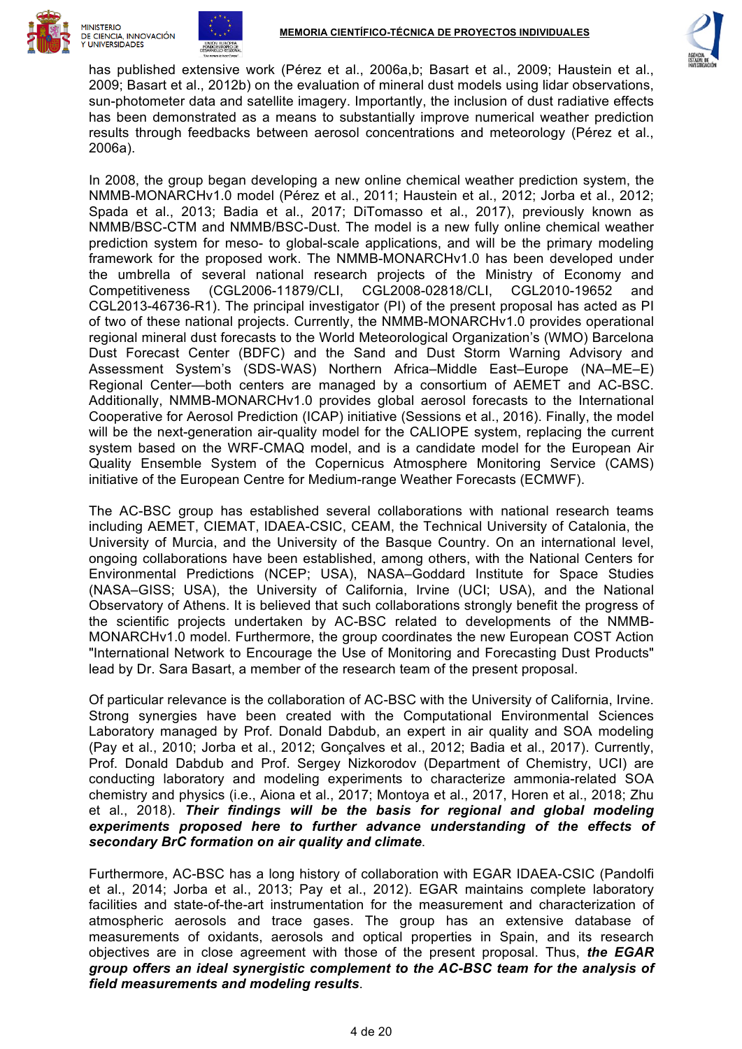has published extensive work (Pérez et al., 2006a,b; Basart et al., 2009; Haustein et al., 2009; Basart et al., 2012b) on the evaluation of mineral dust models using lidar observations, sun-photometer data and satellite imagery. Importantly, the inclusion of dust radiative effects has been demonstrated as a means to substantially improve numerical weather prediction results through feedbacks between aerosol concentrations and meteorology (Pérez et al., 2006a).

In 2008, the group began developing a new online chemical weather prediction system, the NMMB-MONARCHv1.0 model (Pérez et al., 2011; Haustein et al., 2012; Jorba et al., 2012; Spada et al., 2013; Badia et al., 2017; DiTomasso et al., 2017), previously known as NMMB/BSC-CTM and NMMB/BSC-Dust. The model is a new fully online chemical weather prediction system for meso- to global-scale applications, and will be the primary modeling framework for the proposed work. The NMMB-MONARCHv1.0 has been developed under the umbrella of several national research projects of the Ministry of Economy and Competitiveness (CGL2006-11879/CLI, CGL2008-02818/CLI, CGL2010-19652 and CGL2013-46736-R1). The principal investigator (PI) of the present proposal has acted as PI of two of these national projects. Currently, the NMMB-MONARCHv1.0 provides operational regional mineral dust forecasts to the World Meteorological Organization's (WMO) Barcelona Dust Forecast Center (BDFC) and the Sand and Dust Storm Warning Advisory and Assessment System's (SDS-WAS) Northern Africa–Middle East–Europe (NA–ME–E) Regional Center—both centers are managed by a consortium of AEMET and AC-BSC. Additionally, NMMB-MONARCHv1.0 provides global aerosol forecasts to the International Cooperative for Aerosol Prediction (ICAP) initiative (Sessions et al., 2016). Finally, the model will be the next-generation air-quality model for the CALIOPE system, replacing the current system based on the WRF-CMAQ model, and is a candidate model for the European Air Quality Ensemble System of the Copernicus Atmosphere Monitoring Service (CAMS) initiative of the European Centre for Medium-range Weather Forecasts (ECMWF).

The AC-BSC group has established several collaborations with national research teams including AEMET, CIEMAT, IDAEA-CSIC, CEAM, the Technical University of Catalonia, the University of Murcia, and the University of the Basque Country. On an international level, ongoing collaborations have been established, among others, with the National Centers for Environmental Predictions (NCEP; USA), NASA–Goddard Institute for Space Studies (NASA–GISS; USA), the University of California, Irvine (UCI; USA), and the National Observatory of Athens. It is believed that such collaborations strongly benefit the progress of the scientific projects undertaken by AC-BSC related to developments of the NMMB-MONARCHv1.0 model. Furthermore, the group coordinates the new European COST Action "International Network to Encourage the Use of Monitoring and Forecasting Dust Products" lead by Dr. Sara Basart, a member of the research team of the present proposal.

Of particular relevance is the collaboration of AC-BSC with the University of California, Irvine. Strong synergies have been created with the Computational Environmental Sciences Laboratory managed by Prof. Donald Dabdub, an expert in air quality and SOA modeling (Pay et al., 2010; Jorba et al., 2012; Gonçalves et al., 2012; Badia et al., 2017). Currently, Prof. Donald Dabdub and Prof. Sergey Nizkorodov (Department of Chemistry, UCI) are conducting laboratory and modeling experiments to characterize ammonia-related SOA chemistry and physics (i.e., Aiona et al., 2017; Montoya et al., 2017, Horen et al., 2018; Zhu et al., 2018). ***Their findings will be the basis for regional and global modeling experiments proposed here to further advance understanding of the effects of secondary BrC formation on air quality and climate***.

Furthermore, AC-BSC has a long history of collaboration with EGAR IDAEA-CSIC (Pandolfi et al., 2014; Jorba et al., 2013; Pay et al., 2012). EGAR maintains complete laboratory facilities and state-of-the-art instrumentation for the measurement and characterization of atmospheric aerosols and trace gases. The group has an extensive database of measurements of oxidants, aerosols and optical properties in Spain, and its research objectives are in close agreement with those of the present proposal. Thus, ***the EGAR group offers an ideal synergistic complement to the AC-BSC team for the analysis of field measurements and modeling results***.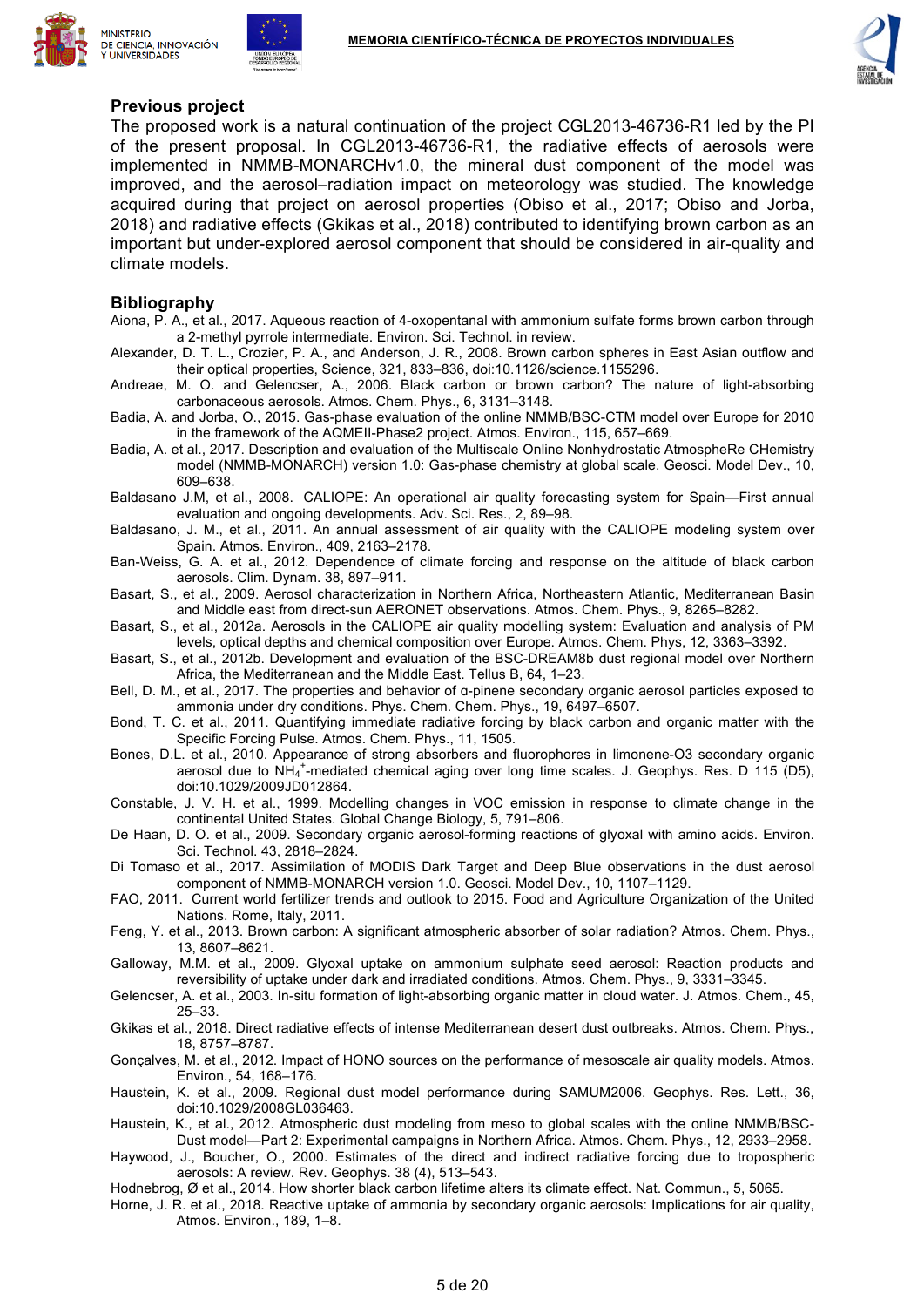## Previous project

The proposed work is a natural continuation of the project CGL2013-46736-R1 led by the PI of the present proposal. In CGL2013-46736-R1, the radiative effects of aerosols were implemented in NMMB-MONARCHv1.0, the mineral dust component of the model was improved, and the aerosol–radiation impact on meteorology was studied. The knowledge acquired during that project on aerosol properties (Obiso et al., 2017; Obiso and Jorba, 2018) and radiative effects (Gkikas et al., 2018) contributed to identifying brown carbon as an important but under-explored aerosol component that should be considered in air-quality and climate models.

## Bibliography

Aiona, P. A., et al., 2017. Aqueous reaction of 4-oxopentanal with ammonium sulfate forms brown carbon through a 2-methyl pyrrole intermediate. Environ. Sci. Technol. in review.

Alexander, D. T. L., Crozier, P. A., and Anderson, J. R., 2008. Brown carbon spheres in East Asian outflow and their optical properties, Science, 321, 833–836, doi:10.1126/science.1155296.

Andreae, M. O. and Gelencser, A., 2006. Black carbon or brown carbon? The nature of light-absorbing carbonaceous aerosols. Atmos. Chem. Phys., 6, 3131–3148.

Badia, A. and Jorba, O., 2015. Gas-phase evaluation of the online NMMB/BSC-CTM model over Europe for 2010 in the framework of the AQMEII-Phase2 project. Atmos. Environ., 115, 657–669.

Badia, A. et al., 2017. Description and evaluation of the Multiscale Online Nonhydrostatic AtmospheRe CHemistry model (NMMB-MONARCH) version 1.0: Gas-phase chemistry at global scale. Geosci. Model Dev., 10, 609–638.

Baldasano J.M, et al., 2008. CALIOPE: An operational air quality forecasting system for Spain—First annual evaluation and ongoing developments. Adv. Sci. Res., 2, 89–98.

Baldasano, J. M., et al., 2011. An annual assessment of air quality with the CALIOPE modeling system over Spain. Atmos. Environ., 409, 2163–2178.

Ban-Weiss, G. A. et al., 2012. Dependence of climate forcing and response on the altitude of black carbon aerosols. Clim. Dynam. 38, 897–911.

Basart, S., et al., 2009. Aerosol characterization in Northern Africa, Northeastern Atlantic, Mediterranean Basin and Middle east from direct-sun AERONET observations. Atmos. Chem. Phys., 9, 8265–8282.

Basart, S., et al., 2012a. Aerosols in the CALIOPE air quality modelling system: Evaluation and analysis of PM levels, optical depths and chemical composition over Europe. Atmos. Chem. Phys, 12, 3363–3392.

Basart, S., et al., 2012b. Development and evaluation of the BSC-DREAM8b dust regional model over Northern Africa, the Mediterranean and the Middle East. Tellus B, 64, 1–23.

Bell, D. M., et al., 2017. The properties and behavior of α-pinene secondary organic aerosol particles exposed to ammonia under dry conditions. Phys. Chem. Chem. Phys., 19, 6497–6507.

Bond, T. C. et al., 2011. Quantifying immediate radiative forcing by black carbon and organic matter with the Specific Forcing Pulse. Atmos. Chem. Phys., 11, 1505.

Bones, D.L. et al., 2010. Appearance of strong absorbers and fluorophores in limonene-O3 secondary organic aerosol due to $NH_4^+$-mediated chemical aging over long time scales. J. Geophys. Res. D 115 (D5), doi:10.1029/2009JD012864.

Constable, J. V. H. et al., 1999. Modelling changes in VOC emission in response to climate change in the continental United States. Global Change Biology, 5, 791–806.

De Haan, D. O. et al., 2009. Secondary organic aerosol-forming reactions of glyoxal with amino acids. Environ. Sci. Technol. 43, 2818–2824.

Di Tomaso et al., 2017. Assimilation of MODIS Dark Target and Deep Blue observations in the dust aerosol component of NMMB-MONARCH version 1.0. Geosci. Model Dev., 10, 1107–1129.

FAO, 2011. Current world fertilizer trends and outlook to 2015. Food and Agriculture Organization of the United Nations. Rome, Italy, 2011.

Feng, Y. et al., 2013. Brown carbon: A significant atmospheric absorber of solar radiation? Atmos. Chem. Phys., 13, 8607–8621.

Galloway, M.M. et al., 2009. Glyoxal uptake on ammonium sulphate seed aerosol: Reaction products and reversibility of uptake under dark and irradiated conditions. Atmos. Chem. Phys., 9, 3331–3345.

Gelencser, A. et al., 2003. In-situ formation of light-absorbing organic matter in cloud water. J. Atmos. Chem., 45, 25–33.

Gkikas et al., 2018. Direct radiative effects of intense Mediterranean desert dust outbreaks. Atmos. Chem. Phys., 18, 8757–8787.

Gonçalves, M. et al., 2012. Impact of HONO sources on the performance of mesoscale air quality models. Atmos. Environ., 54, 168–176.

Haustein, K. et al., 2009. Regional dust model performance during SAMUM2006. Geophys. Res. Lett., 36, doi:10.1029/2008GL036463.

Haustein, K., et al., 2012. Atmospheric dust modeling from meso to global scales with the online NMMB/BSC-Dust model—Part 2: Experimental campaigns in Northern Africa. Atmos. Chem. Phys., 12, 2933–2958.

Haywood, J., Boucher, O., 2000. Estimates of the direct and indirect radiative forcing due to tropospheric aerosols: A review. Rev. Geophys. 38 (4), 513–543.

Hodnebrog, Ø et al., 2014. How shorter black carbon lifetime alters its climate effect. Nat. Commun., 5, 5065.

Horne, J. R. et al., 2018. Reactive uptake of ammonia by secondary organic aerosols: Implications for air quality, Atmos. Environ., 189, 1–8.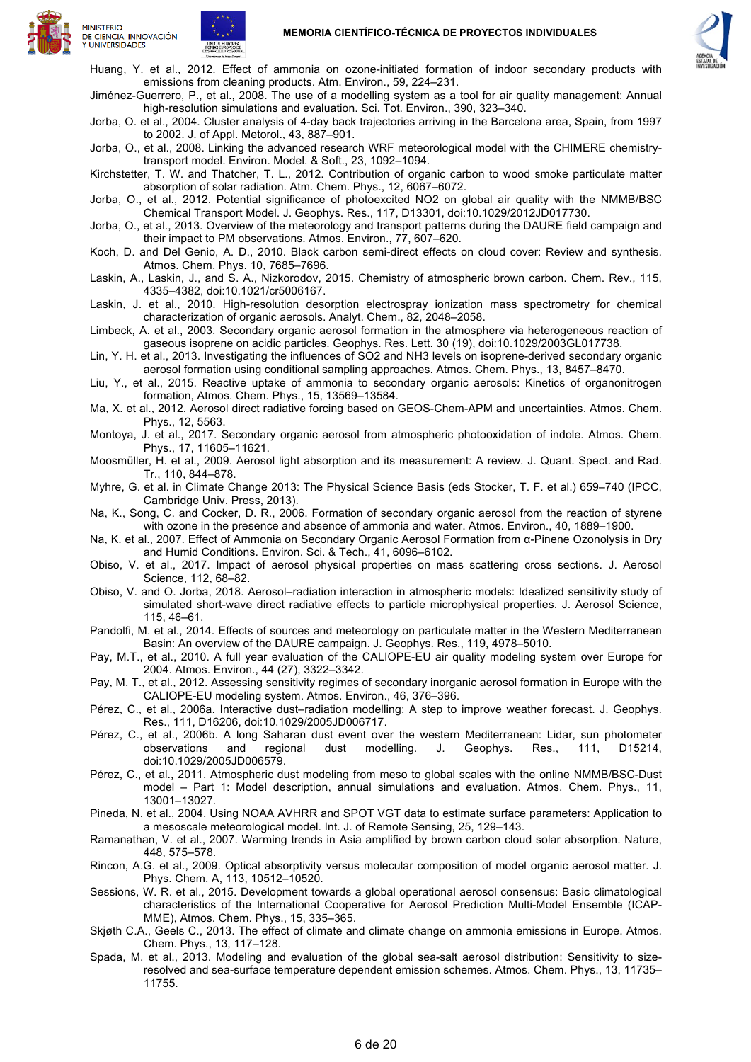Huang, Y. et al., 2012. Effect of ammonia on ozone-initiated formation of indoor secondary products with emissions from cleaning products. Atm. Environ., 59, 224–231.

Jiménez-Guerrero, P., et al., 2008. The use of a modelling system as a tool for air quality management: Annual high-resolution simulations and evaluation. Sci. Tot. Environ., 390, 323–340.

Jorba, O. et al., 2004. Cluster analysis of 4-day back trajectories arriving in the Barcelona area, Spain, from 1997 to 2002. J. of Appl. Metorol., 43, 887–901.

Jorba, O., et al., 2008. Linking the advanced research WRF meteorological model with the CHIMERE chemistry-transport model. Environ. Model. & Soft., 23, 1092–1094.

Kirchstetter, T. W. and Thatcher, T. L., 2012. Contribution of organic carbon to wood smoke particulate matter absorption of solar radiation. Atm. Chem. Phys., 12, 6067–6072.

Jorba, O., et al., 2012. Potential significance of photoexcited NO2 on global air quality with the NMMB/BSC Chemical Transport Model. J. Geophys. Res., 117, D13301, doi:10.1029/2012JD017730.

Jorba, O., et al., 2013. Overview of the meteorology and transport patterns during the DAURE field campaign and their impact to PM observations. Atmos. Environ., 77, 607–620.

Koch, D. and Del Genio, A. D., 2010. Black carbon semi-direct effects on cloud cover: Review and synthesis. Atmos. Chem. Phys. 10, 7685–7696.

Laskin, A., Laskin, J., and S. A., Nizkorodov, 2015. Chemistry of atmospheric brown carbon. Chem. Rev., 115, 4335–4382, doi:10.1021/cr5006167.

Laskin, J. et al., 2010. High-resolution desorption electrospray ionization mass spectrometry for chemical characterization of organic aerosols. Analyt. Chem., 82, 2048–2058.

Limbeck, A. et al., 2003. Secondary organic aerosol formation in the atmosphere via heterogeneous reaction of gaseous isoprene on acidic particles. Geophys. Res. Lett. 30 (19), doi:10.1029/2003GL017738.

Lin, Y. H. et al., 2013. Investigating the influences of SO2 and NH3 levels on isoprene-derived secondary organic aerosol formation using conditional sampling approaches. Atmos. Chem. Phys., 13, 8457–8470.

Liu, Y., et al., 2015. Reactive uptake of ammonia to secondary organic aerosols: Kinetics of organonitrogen formation, Atmos. Chem. Phys., 15, 13569–13584.

Ma, X. et al., 2012. Aerosol direct radiative forcing based on GEOS-Chem-APM and uncertainties. Atmos. Chem. Phys., 12, 5563.

Montoya, J. et al., 2017. Secondary organic aerosol from atmospheric photooxidation of indole. Atmos. Chem. Phys., 17, 11605–11621.

Moosmüller, H. et al., 2009. Aerosol light absorption and its measurement: A review. J. Quant. Spect. and Rad. Tr., 110, 844–878.

Myhre, G. et al. in Climate Change 2013: The Physical Science Basis (eds Stocker, T. F. et al.) 659–740 (IPCC, Cambridge Univ. Press, 2013).

Na, K., Song, C. and Cocker, D. R., 2006. Formation of secondary organic aerosol from the reaction of styrene with ozone in the presence and absence of ammonia and water. Atmos. Environ., 40, 1889–1900.

Na, K. et al., 2007. Effect of Ammonia on Secondary Organic Aerosol Formation from α-Pinene Ozonolysis in Dry and Humid Conditions. Environ. Sci. & Tech., 41, 6096–6102.

Obiso, V. et al., 2017. Impact of aerosol physical properties on mass scattering cross sections. J. Aerosol Science, 112, 68–82.

Obiso, V. and O. Jorba, 2018. Aerosol–radiation interaction in atmospheric models: Idealized sensitivity study of simulated short-wave direct radiative effects to particle microphysical properties. J. Aerosol Science, 115, 46–61.

Pandolfi, M. et al., 2014. Effects of sources and meteorology on particulate matter in the Western Mediterranean Basin: An overview of the DAURE campaign. J. Geophys. Res., 119, 4978–5010.

Pay, M.T., et al., 2010. A full year evaluation of the CALIOPE-EU air quality modeling system over Europe for 2004. Atmos. Environ., 44 (27), 3322–3342.

Pay, M. T., et al., 2012. Assessing sensitivity regimes of secondary inorganic aerosol formation in Europe with the CALIOPE-EU modeling system. Atmos. Environ., 46, 376–396.

Pérez, C., et al., 2006a. Interactive dust–radiation modelling: A step to improve weather forecast. J. Geophys. Res., 111, D16206, doi:10.1029/2005JD006717.

Pérez, C., et al., 2006b. A long Saharan dust event over the western Mediterranean: Lidar, sun photometer observations and regional dust modelling. J. Geophys. Res., 111, D15214, doi:10.1029/2005JD006579.

Pérez, C., et al., 2011. Atmospheric dust modeling from meso to global scales with the online NMMB/BSC-Dust model – Part 1: Model description, annual simulations and evaluation. Atmos. Chem. Phys., 11, 13001–13027.

Pineda, N. et al., 2004. Using NOAA AVHRR and SPOT VGT data to estimate surface parameters: Application to a mesoscale meteorological model. Int. J. of Remote Sensing, 25, 129–143.

Ramanathan, V. et al., 2007. Warming trends in Asia amplified by brown carbon cloud solar absorption. Nature, 448, 575–578.

Rincon, A.G. et al., 2009. Optical absorptivity versus molecular composition of model organic aerosol matter. J. Phys. Chem. A, 113, 10512–10520.

Sessions, W. R. et al., 2015. Development towards a global operational aerosol consensus: Basic climatological characteristics of the International Cooperative for Aerosol Prediction Multi-Model Ensemble (ICAP-MME), Atmos. Chem. Phys., 15, 335–365.

Skjøth C.A., Geels C., 2013. The effect of climate and climate change on ammonia emissions in Europe. Atmos. Chem. Phys., 13, 117–128.

Spada, M. et al., 2013. Modeling and evaluation of the global sea-salt aerosol distribution: Sensitivity to size-resolved and sea-surface temperature dependent emission schemes. Atmos. Chem. Phys., 13, 11735–11755.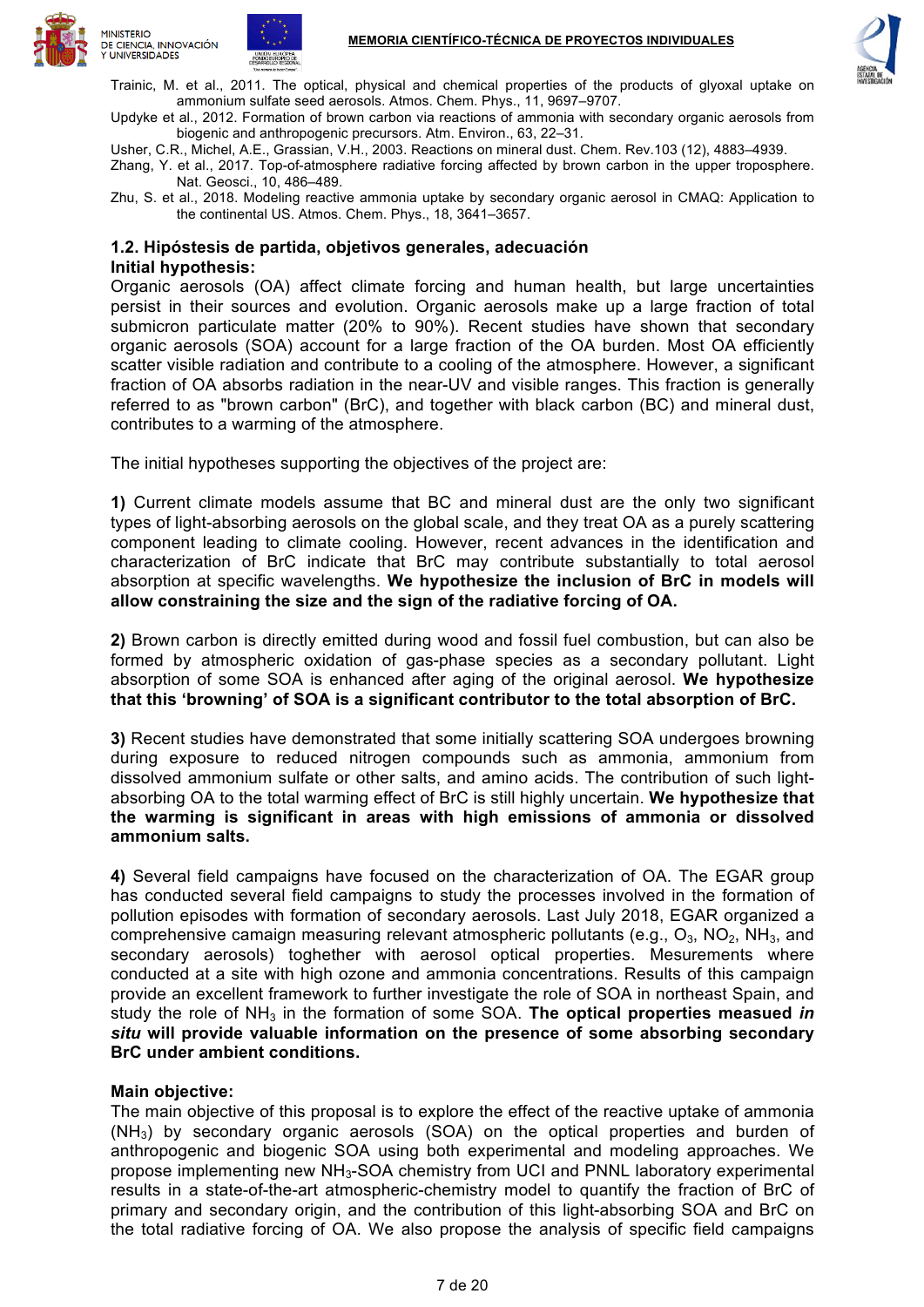Trainic, M. et al., 2011. The optical, physical and chemical properties of the products of glyoxal uptake on ammonium sulfate seed aerosols. Atmos. Chem. Phys., 11, 9697–9707.

Updyke et al., 2012. Formation of brown carbon via reactions of ammonia with secondary organic aerosols from biogenic and anthropogenic precursors. Atm. Environ., 63, 22–31.

Usher, C.R., Michel, A.E., Grassian, V.H., 2003. Reactions on mineral dust. Chem. Rev.103 (12), 4883–4939.

Zhang, Y. et al., 2017. Top-of-atmosphere radiative forcing affected by brown carbon in the upper troposphere. Nat. Geosci., 10, 486–489.

Zhu, S. et al., 2018. Modeling reactive ammonia uptake by secondary organic aerosol in CMAQ: Application to the continental US. Atmos. Chem. Phys., 18, 3641–3657.

## 1.2. Hipóstesis de partida, objetivos generales, adecuación

**Initial hypothesis:**

Organic aerosols (OA) affect climate forcing and human health, but large uncertainties persist in their sources and evolution. Organic aerosols make up a large fraction of total submicron particulate matter (20% to 90%). Recent studies have shown that secondary organic aerosols (SOA) account for a large fraction of the OA burden. Most OA efficiently scatter visible radiation and contribute to a cooling of the atmosphere. However, a significant fraction of OA absorbs radiation in the near-UV and visible ranges. This fraction is generally referred to as "brown carbon" (BrC), and together with black carbon (BC) and mineral dust, contributes to a warming of the atmosphere.

The initial hypotheses supporting the objectives of the project are:

**1)** Current climate models assume that BC and mineral dust are the only two significant types of light-absorbing aerosols on the global scale, and they treat OA as a purely scattering component leading to climate cooling. However, recent advances in the identification and characterization of BrC indicate that BrC may contribute substantially to total aerosol absorption at specific wavelengths. **We hypothesize the inclusion of BrC in models will allow constraining the size and the sign of the radiative forcing of OA.**

**2)** Brown carbon is directly emitted during wood and fossil fuel combustion, but can also be formed by atmospheric oxidation of gas-phase species as a secondary pollutant. Light absorption of some SOA is enhanced after aging of the original aerosol. **We hypothesize that this 'browning' of SOA is a significant contributor to the total absorption of BrC.**

**3)** Recent studies have demonstrated that some initially scattering SOA undergoes browning during exposure to reduced nitrogen compounds such as ammonia, ammonium from dissolved ammonium sulfate or other salts, and amino acids. The contribution of such light-absorbing OA to the total warming effect of BrC is still highly uncertain. **We hypothesize that the warming is significant in areas with high emissions of ammonia or dissolved ammonium salts.**

**4)** Several field campaigns have focused on the characterization of OA. The EGAR group has conducted several field campaigns to study the processes involved in the formation of pollution episodes with formation of secondary aerosols. Last July 2018, EGAR organized a comprehensive camaign measuring relevant atmospheric pollutants (e.g., $O_3$, $NO_2$, $NH_3$, and secondary aerosols) toghether with aerosol optical properties. Measurements where conducted at a site with high ozone and ammonia concentrations. Results of this campaign provide an excellent framework to further investigate the role of SOA in northeast Spain, and study the role of $NH_3$ in the formation of some SOA. **The optical properties measued *in situ* will provide valuable information on the presence of some absorbing secondary BrC under ambient conditions.**

**Main objective:**

The main objective of this proposal is to explore the effect of the reactive uptake of ammonia ($NH_3$) by secondary organic aerosols (SOA) on the optical properties and burden of anthropogenic and biogenic SOA using both experimental and modeling approaches. We propose implementing new $NH_3$-SOA chemistry from UCI and PNNL laboratory experimental results in a state-of-the-art atmospheric-chemistry model to quantify the fraction of BrC of primary and secondary origin, and the contribution of this light-absorbing SOA and BrC on the total radiative forcing of OA. We also propose the analysis of specific field campaigns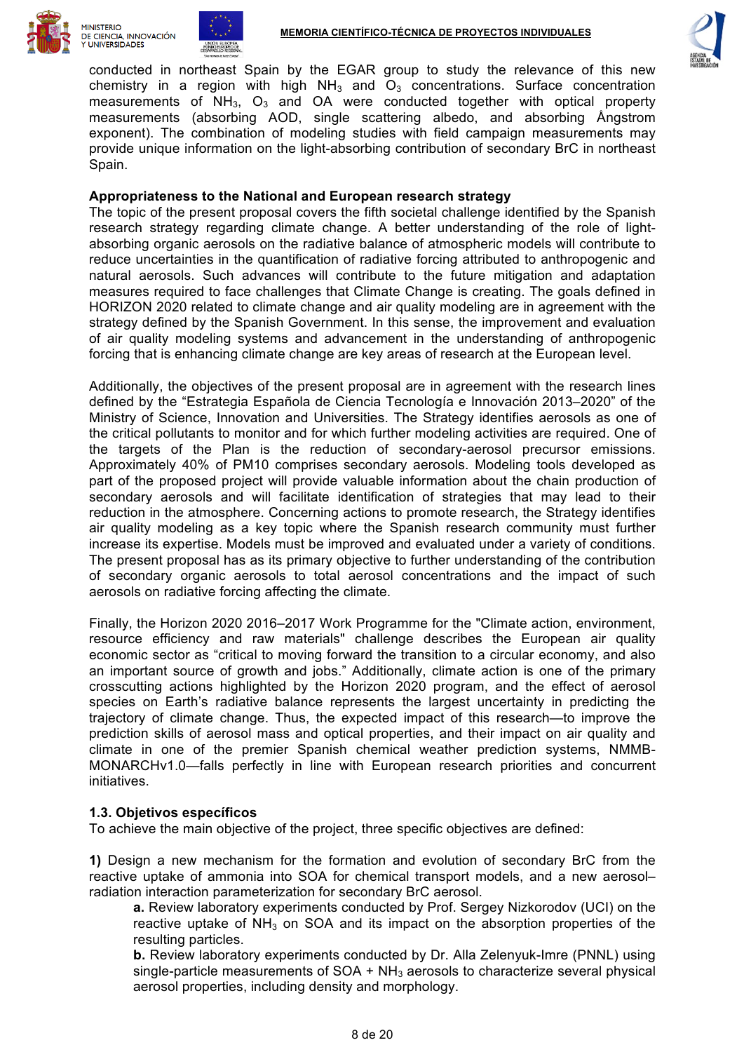conducted in northeast Spain by the EGAR group to study the relevance of this new chemistry in a region with high $NH_3$ and $O_3$ concentrations. Surface concentration measurements of $NH_3$, $O_3$ and OA were conducted together with optical property measurements (absorbing AOD, single scattering albedo, and absorbing Ångstrom exponent). The combination of modeling studies with field campaign measurements may provide unique information on the light-absorbing contribution of secondary BrC in northeast Spain.

**Appropriateness to the National and European research strategy**

The topic of the present proposal covers the fifth societal challenge identified by the Spanish research strategy regarding climate change. A better understanding of the role of light-absorbing organic aerosols on the radiative balance of atmospheric models will contribute to reduce uncertainties in the quantification of radiative forcing attributed to anthropogenic and natural aerosols. Such advances will contribute to the future mitigation and adaptation measures required to face challenges that Climate Change is creating. The goals defined in HORIZON 2020 related to climate change and air quality modeling are in agreement with the strategy defined by the Spanish Government. In this sense, the improvement and evaluation of air quality modeling systems and advancement in the understanding of anthropogenic forcing that is enhancing climate change are key areas of research at the European level.

Additionally, the objectives of the present proposal are in agreement with the research lines defined by the "Estrategia Española de Ciencia Tecnología e Innovación 2013–2020" of the Ministry of Science, Innovation and Universities. The Strategy identifies aerosols as one of the critical pollutants to monitor and for which further modeling activities are required. One of the targets of the Plan is the reduction of secondary-aerosol precursor emissions. Approximately 40% of PM10 comprises secondary aerosols. Modeling tools developed as part of the proposed project will provide valuable information about the chain production of secondary aerosols and will facilitate identification of strategies that may lead to their reduction in the atmosphere. Concerning actions to promote research, the Strategy identifies air quality modeling as a key topic where the Spanish research community must further increase its expertise. Models must be improved and evaluated under a variety of conditions. The present proposal has as its primary objective to further understanding of the contribution of secondary organic aerosols to total aerosol concentrations and the impact of such aerosols on radiative forcing affecting the climate.

Finally, the Horizon 2020 2016–2017 Work Programme for the "Climate action, environment, resource efficiency and raw materials" challenge describes the European air quality economic sector as "critical to moving forward the transition to a circular economy, and also an important source of growth and jobs." Additionally, climate action is one of the primary crosscutting actions highlighted by the Horizon 2020 program, and the effect of aerosol species on Earth's radiative balance represents the largest uncertainty in predicting the trajectory of climate change. Thus, the expected impact of this research—to improve the prediction skills of aerosol mass and optical properties, and their impact on air quality and climate in one of the premier Spanish chemical weather prediction systems, NMMB-MONARCHv1.0—falls perfectly in line with European research priorities and concurrent initiatives.

### 1.3. Objetivos específicos

To achieve the main objective of the project, three specific objectives are defined:

**1)** Design a new mechanism for the formation and evolution of secondary BrC from the reactive uptake of ammonia into SOA for chemical transport models, and a new aerosol–radiation interaction parameterization for secondary BrC aerosol.

- **a.** Review laboratory experiments conducted by Prof. Sergey Nizkorodov (UCI) on the reactive uptake of $NH_3$ on SOA and its impact on the absorption properties of the resulting particles.
- **b.** Review laboratory experiments conducted by Dr. Alla Zelenyuk-Imre (PNNL) using single-particle measurements of SOA + $NH_3$ aerosols to characterize several physical aerosol properties, including density and morphology.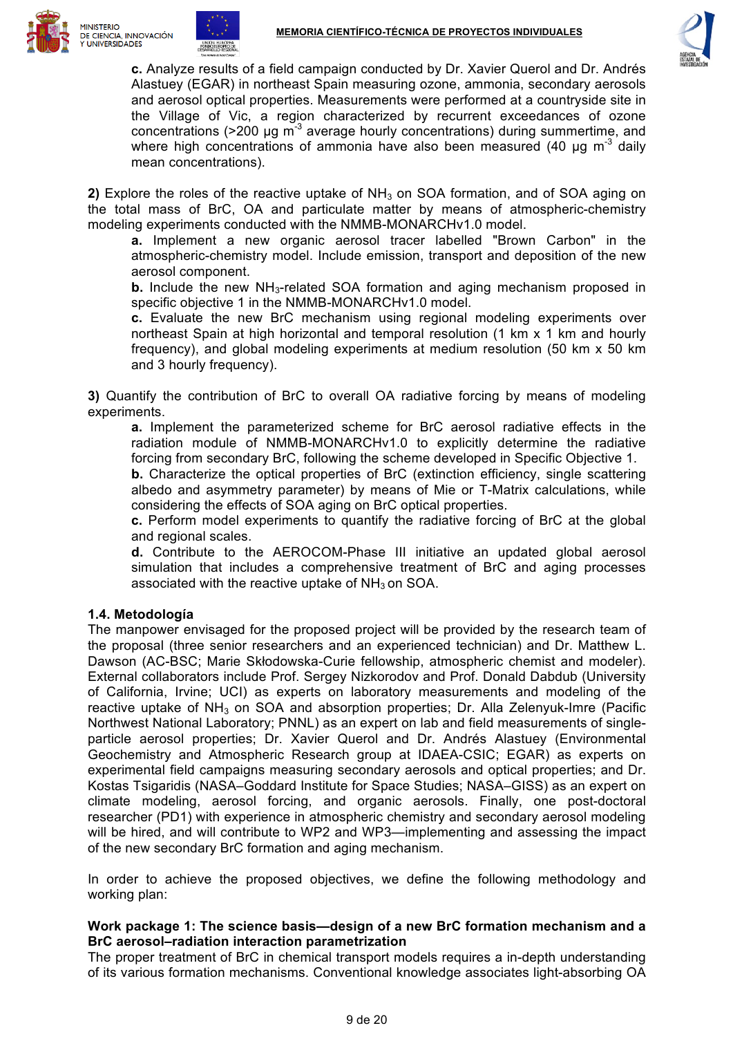**c.** Analyze results of a field campaign conducted by Dr. Xavier Querol and Dr. Andrés Alastuey (EGAR) in northeast Spain measuring ozone, ammonia, secondary aerosols and aerosol optical properties. Measurements were performed at a countryside site in the Village of Vic, a region characterized by recurrent exceedances of ozone concentrations (>200 μg $m^{-3}$ average hourly concentrations) during summertime, and where high concentrations of ammonia have also been measured (40 μg $m^{-3}$ daily mean concentrations).

**2)** Explore the roles of the reactive uptake of $NH_3$ on SOA formation, and of SOA aging on the total mass of BrC, OA and particulate matter by means of atmospheric-chemistry modeling experiments conducted with the NMMB-MONARCHv1.0 model.

**a.** Implement a new organic aerosol tracer labelled "Brown Carbon" in the atmospheric-chemistry model. Include emission, transport and deposition of the new aerosol component.

**b.** Include the new $NH_3$-related SOA formation and aging mechanism proposed in specific objective 1 in the NMMB-MONARCHv1.0 model.

**c.** Evaluate the new BrC mechanism using regional modeling experiments over northeast Spain at high horizontal and temporal resolution (1 km x 1 km and hourly frequency), and global modeling experiments at medium resolution (50 km x 50 km and 3 hourly frequency).

**3)** Quantify the contribution of BrC to overall OA radiative forcing by means of modeling experiments.

**a.** Implement the parameterized scheme for BrC aerosol radiative effects in the radiation module of NMMB-MONARCHv1.0 to explicitly determine the radiative forcing from secondary BrC, following the scheme developed in Specific Objective 1.

**b.** Characterize the optical properties of BrC (extinction efficiency, single scattering albedo and asymmetry parameter) by means of Mie or T-Matrix calculations, while considering the effects of SOA aging on BrC optical properties.

**c.** Perform model experiments to quantify the radiative forcing of BrC at the global and regional scales.

**d.** Contribute to the AEROCOM-Phase III initiative an updated global aerosol simulation that includes a comprehensive treatment of BrC and aging processes associated with the reactive uptake of $NH_3$ on SOA.

### 1.4. Metodología

The manpower envisaged for the proposed project will be provided by the research team of the proposal (three senior researchers and an experienced technician) and Dr. Matthew L. Dawson (AC-BSC; Marie Skłodowska-Curie fellowship, atmospheric chemist and modeler). External collaborators include Prof. Sergey Nizkorodov and Prof. Donald Dabdub (University of California, Irvine; UCI) as experts on laboratory measurements and modeling of the reactive uptake of $NH_3$ on SOA and absorption properties; Dr. Alla Zelenyuk-Imre (Pacific Northwest National Laboratory; PNNL) as an expert on lab and field measurements of single-particle aerosol properties; Dr. Xavier Querol and Dr. Andrés Alastuey (Environmental Geochemistry and Atmospheric Research group at IDAEA-CSIC; EGAR) as experts on experimental field campaigns measuring secondary aerosols and optical properties; and Dr. Kostas Tsigaridis (NASA–Goddard Institute for Space Studies; NASA–GISS) as an expert on climate modeling, aerosol forcing, and organic aerosols. Finally, one post-doctoral researcher (PD1) with experience in atmospheric chemistry and secondary aerosol modeling will be hired, and will contribute to WP2 and WP3—implementing and assessing the impact of the new secondary BrC formation and aging mechanism.

In order to achieve the proposed objectives, we define the following methodology and working plan:

**Work package 1: The science basis—design of a new BrC formation mechanism and a BrC aerosol–radiation interaction parametrization**

The proper treatment of BrC in chemical transport models requires a in-depth understanding of its various formation mechanisms. Conventional knowledge associates light-absorbing OA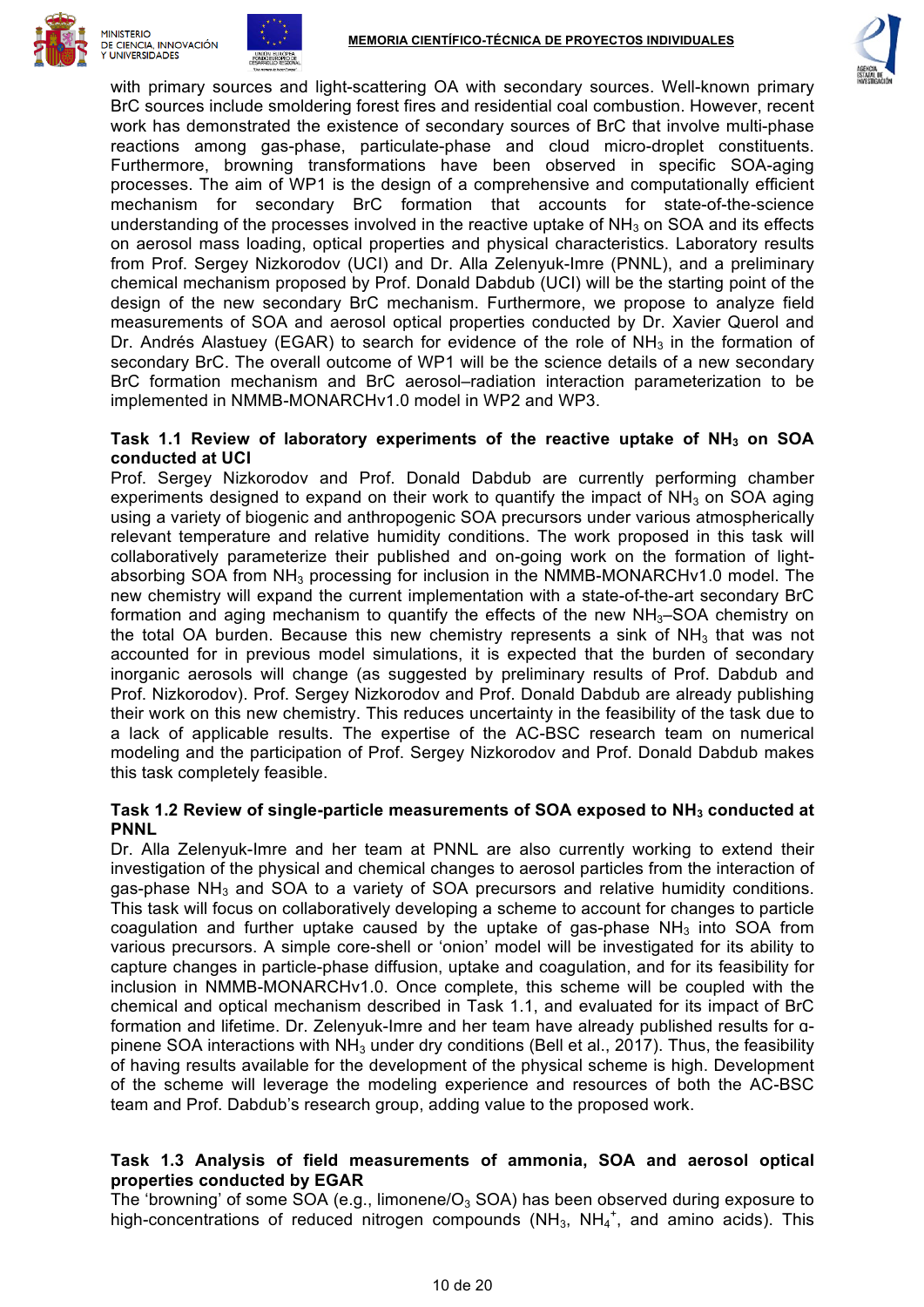with primary sources and light-scattering OA with secondary sources. Well-known primary BrC sources include smoldering forest fires and residential coal combustion. However, recent work has demonstrated the existence of secondary sources of BrC that involve multi-phase reactions among gas-phase, particulate-phase and cloud micro-droplet constituents. Furthermore, browning transformations have been observed in specific SOA-aging processes. The aim of WP1 is the design of a comprehensive and computationally efficient mechanism for secondary BrC formation that accounts for state-of-the-science understanding of the processes involved in the reactive uptake of $NH_3$ on SOA and its effects on aerosol mass loading, optical properties and physical characteristics. Laboratory results from Prof. Sergey Nizkorodov (UCI) and Dr. Alla Zelenyuk-Imre (PNNL), and a preliminary chemical mechanism proposed by Prof. Donald Dabdub (UCI) will be the starting point of the design of the new secondary BrC mechanism. Furthermore, we propose to analyze field measurements of SOA and aerosol optical properties conducted by Dr. Xavier Querol and Dr. Andrés Alastuey (EGAR) to search for evidence of the role of $NH_3$ in the formation of secondary BrC. The overall outcome of WP1 will be the science details of a new secondary BrC formation mechanism and BrC aerosol–radiation interaction parameterization to be implemented in NMMB-MONARCHv1.0 model in WP2 and WP3.

**Task 1.1 Review of laboratory experiments of the reactive uptake of $NH_3$ on SOA conducted at UCI**

Prof. Sergey Nizkorodov and Prof. Donald Dabdub are currently performing chamber experiments designed to expand on their work to quantify the impact of $NH_3$ on SOA aging using a variety of biogenic and anthropogenic SOA precursors under various atmospherically relevant temperature and relative humidity conditions. The work proposed in this task will collaboratively parameterize their published and on-going work on the formation of light-absorbing SOA from $NH_3$ processing for inclusion in the NMMB-MONARCHv1.0 model. The new chemistry will expand the current implementation with a state-of-the-art secondary BrC formation and aging mechanism to quantify the effects of the new $NH_3$–SOA chemistry on the total OA burden. Because this new chemistry represents a sink of $NH_3$ that was not accounted for in previous model simulations, it is expected that the burden of secondary inorganic aerosols will change (as suggested by preliminary results of Prof. Dabdub and Prof. Nizkorodov). Prof. Sergey Nizkorodov and Prof. Donald Dabdub are already publishing their work on this new chemistry. This reduces uncertainty in the feasibility of the task due to a lack of applicable results. The expertise of the AC-BSC research team on numerical modeling and the participation of Prof. Sergey Nizkorodov and Prof. Donald Dabdub makes this task completely feasible.

**Task 1.2 Review of single-particle measurements of SOA exposed to $NH_3$ conducted at PNNL**

Dr. Alla Zelenyuk-Imre and her team at PNNL are also currently working to extend their investigation of the physical and chemical changes to aerosol particles from the interaction of gas-phase $NH_3$ and SOA to a variety of SOA precursors and relative humidity conditions. This task will focus on collaboratively developing a scheme to account for changes to particle coagulation and further uptake caused by the uptake of gas-phase $NH_3$ into SOA from various precursors. A simple core-shell or 'onion' model will be investigated for its ability to capture changes in particle-phase diffusion, uptake and coagulation, and for its feasibility for inclusion in NMMB-MONARCHv1.0. Once complete, this scheme will be coupled with the chemical and optical mechanism described in Task 1.1, and evaluated for its impact of BrC formation and lifetime. Dr. Zelenyuk-Imre and her team have already published results for α-pinene SOA interactions with $NH_3$ under dry conditions (Bell et al., 2017). Thus, the feasibility of having results available for the development of the physical scheme is high. Development of the scheme will leverage the modeling experience and resources of both the AC-BSC team and Prof. Dabdub's research group, adding value to the proposed work.

**Task 1.3 Analysis of field measurements of ammonia, SOA and aerosol optical properties conducted by EGAR**

The 'browning' of some SOA (e.g., limonene/$O_3$ SOA) has been observed during exposure to high-concentrations of reduced nitrogen compounds ($NH_3$, $NH_4^+$, and amino acids). This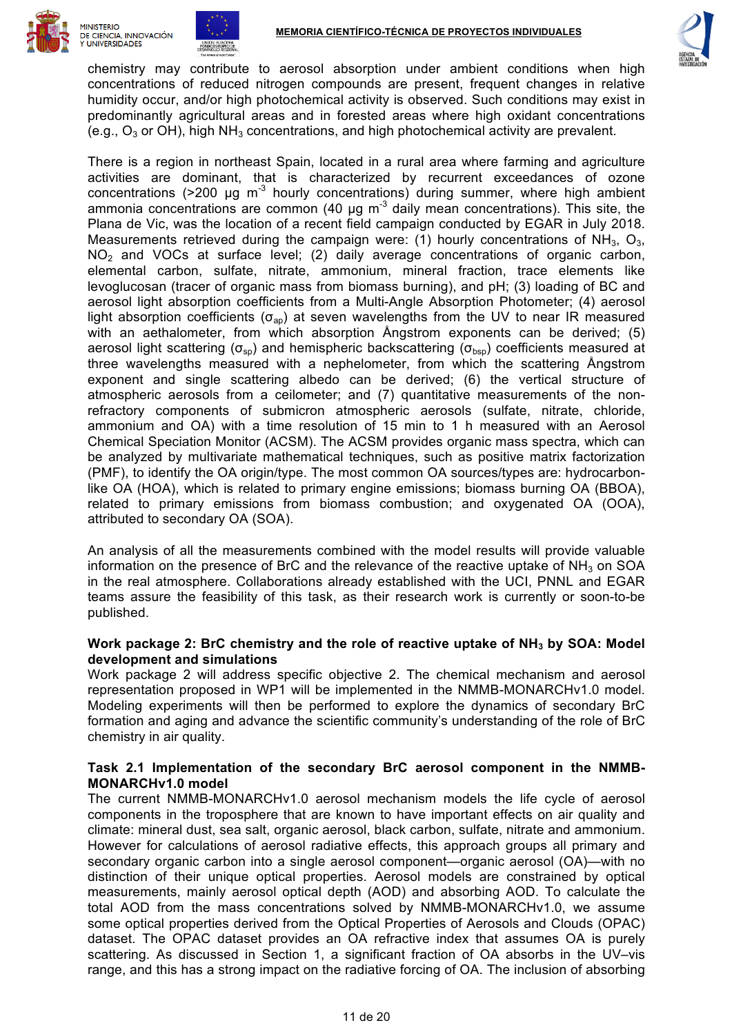chemistry may contribute to aerosol absorption under ambient conditions when high concentrations of reduced nitrogen compounds are present, frequent changes in relative humidity occur, and/or high photochemical activity is observed. Such conditions may exist in predominantly agricultural areas and in forested areas where high oxidant concentrations (e.g., $O_3$ or OH), high $NH_3$ concentrations, and high photochemical activity are prevalent.

There is a region in northeast Spain, located in a rural area where farming and agriculture activities are dominant, that is characterized by recurrent exceedances of ozone concentrations (>200 μg $m^{-3}$ hourly concentrations) during summer, where high ambient ammonia concentrations are common (40 μg $m^{-3}$ daily mean concentrations). This site, the Plana de Vic, was the location of a recent field campaign conducted by EGAR in July 2018. Measurements retrieved during the campaign were: (1) hourly concentrations of $NH_3$, $O_3$, $NO_2$ and VOCs at surface level; (2) daily average concentrations of organic carbon, elemental carbon, sulfate, nitrate, ammonium, mineral fraction, trace elements like levoglucosan (tracer of organic mass from biomass burning), and pH; (3) loading of BC and aerosol light absorption coefficients from a Multi-Angle Absorption Photometer; (4) aerosol light absorption coefficients ($\sigma_{ap}$) at seven wavelengths from the UV to near IR measured with an aethalometer, from which absorption Ångstrom exponents can be derived; (5) aerosol light scattering ($\sigma_{sp}$) and hemispheric backscattering ($\sigma_{bsp}$) coefficients measured at three wavelengths measured with a nephelometer, from which the scattering Ångstrom exponent and single scattering albedo can be derived; (6) the vertical structure of atmospheric aerosols from a ceilometer; and (7) quantitative measurements of the non-refractory components of submicron atmospheric aerosols (sulfate, nitrate, chloride, ammonium and OA) with a time resolution of 15 min to 1 h measured with an Aerosol Chemical Speciation Monitor (ACSM). The ACSM provides organic mass spectra, which can be analyzed by multivariate mathematical techniques, such as positive matrix factorization (PMF), to identify the OA origin/type. The most common OA sources/types are: hydrocarbon-like OA (HOA), which is related to primary engine emissions; biomass burning OA (BBOA), related to primary emissions from biomass combustion; and oxygenated OA (OOA), attributed to secondary OA (SOA).

An analysis of all the measurements combined with the model results will provide valuable information on the presence of BrC and the relevance of the reactive uptake of $NH_3$ on SOA in the real atmosphere. Collaborations already established with the UCI, PNNL and EGAR teams assure the feasibility of this task, as their research work is currently or soon-to-be published.

**Work package 2: BrC chemistry and the role of reactive uptake of $NH_3$ by SOA: Model development and simulations**

Work package 2 will address specific objective 2. The chemical mechanism and aerosol representation proposed in WP1 will be implemented in the NMMB-MONARCHv1.0 model. Modeling experiments will then be performed to explore the dynamics of secondary BrC formation and aging and advance the scientific community's understanding of the role of BrC chemistry in air quality.

**Task 2.1 Implementation of the secondary BrC aerosol component in the NMMB-MONARCHv1.0 model**

The current NMMB-MONARCHv1.0 aerosol mechanism models the life cycle of aerosol components in the troposphere that are known to have important effects on air quality and climate: mineral dust, sea salt, organic aerosol, black carbon, sulfate, nitrate and ammonium. However for calculations of aerosol radiative effects, this approach groups all primary and secondary organic carbon into a single aerosol component—organic aerosol (OA)—with no distinction of their unique optical properties. Aerosol models are constrained by optical measurements, mainly aerosol optical depth (AOD) and absorbing AOD. To calculate the total AOD from the mass concentrations solved by NMMB-MONARCHv1.0, we assume some optical properties derived from the Optical Properties of Aerosols and Clouds (OPAC) dataset. The OPAC dataset provides an OA refractive index that assumes OA is purely scattering. As discussed in Section 1, a significant fraction of OA absorbs in the UV–vis range, and this has a strong impact on the radiative forcing of OA. The inclusion of absorbing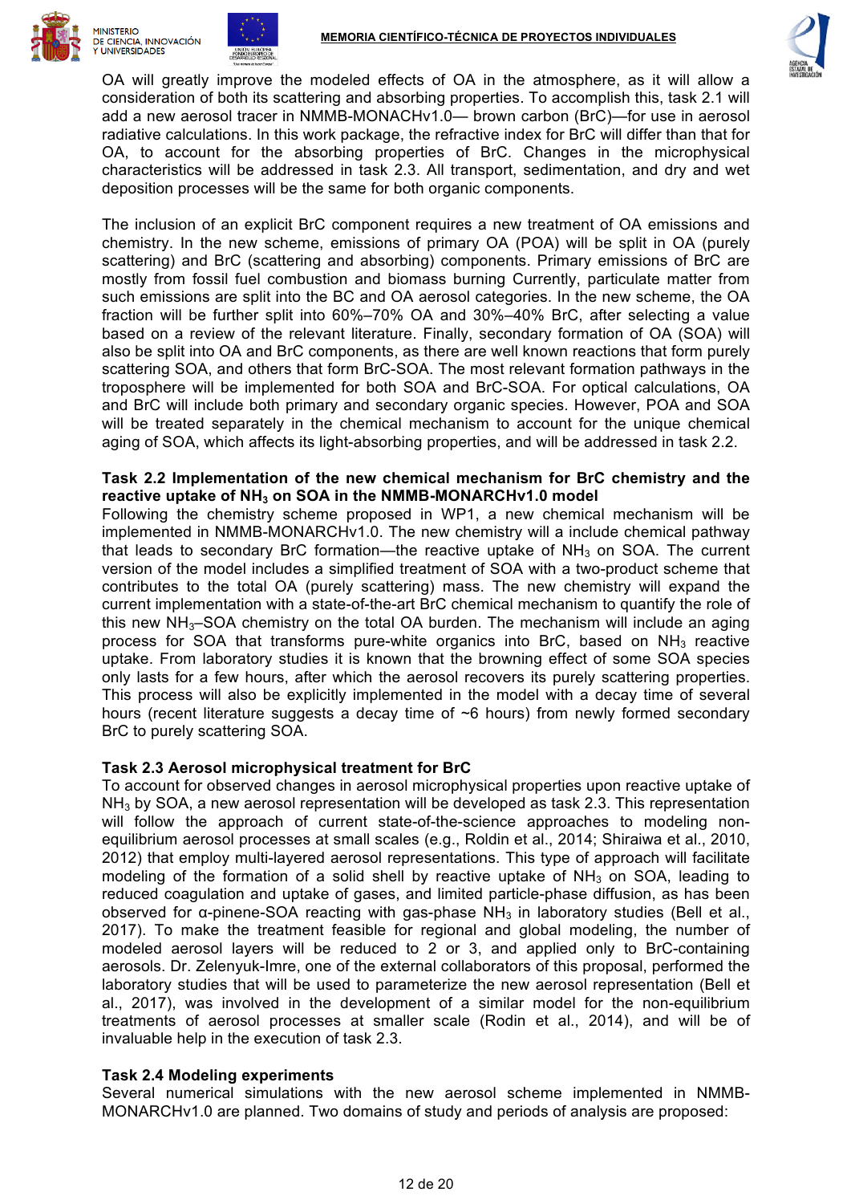OA will greatly improve the modeled effects of OA in the atmosphere, as it will allow a consideration of both its scattering and absorbing properties. To accomplish this, task 2.1 will add a new aerosol tracer in NMMB-MONACHv1.0— brown carbon (BrC)—for use in aerosol radiative calculations. In this work package, the refractive index for BrC will differ than that for OA, to account for the absorbing properties of BrC. Changes in the microphysical characteristics will be addressed in task 2.3. All transport, sedimentation, and dry and wet deposition processes will be the same for both organic components.

The inclusion of an explicit BrC component requires a new treatment of OA emissions and chemistry. In the new scheme, emissions of primary OA (POA) will be split in OA (purely scattering) and BrC (scattering and absorbing) components. Primary emissions of BrC are mostly from fossil fuel combustion and biomass burning Currently, particulate matter from such emissions are split into the BC and OA aerosol categories. In the new scheme, the OA fraction will be further split into 60%–70% OA and 30%–40% BrC, after selecting a value based on a review of the relevant literature. Finally, secondary formation of OA (SOA) will also be split into OA and BrC components, as there are well known reactions that form purely scattering SOA, and others that form BrC-SOA. The most relevant formation pathways in the troposphere will be implemented for both SOA and BrC-SOA. For optical calculations, OA and BrC will include both primary and secondary organic species. However, POA and SOA will be treated separately in the chemical mechanism to account for the unique chemical aging of SOA, which affects its light-absorbing properties, and will be addressed in task 2.2.

**Task 2.2 Implementation of the new chemical mechanism for BrC chemistry and the reactive uptake of $NH_3$ on SOA in the NMMB-MONARCHv1.0 model**

Following the chemistry scheme proposed in WP1, a new chemical mechanism will be implemented in NMMB-MONARCHv1.0. The new chemistry will a include chemical pathway that leads to secondary BrC formation—the reactive uptake of $NH_3$ on SOA. The current version of the model includes a simplified treatment of SOA with a two-product scheme that contributes to the total OA (purely scattering) mass. The new chemistry will expand the current implementation with a state-of-the-art BrC chemical mechanism to quantify the role of this new $NH_3$–SOA chemistry on the total OA burden. The mechanism will include an aging process for SOA that transforms pure-white organics into BrC, based on $NH_3$ reactive uptake. From laboratory studies it is known that the browning effect of some SOA species only lasts for a few hours, after which the aerosol recovers its purely scattering properties. This process will also be explicitly implemented in the model with a decay time of several hours (recent literature suggests a decay time of ~6 hours) from newly formed secondary BrC to purely scattering SOA.

**Task 2.3 Aerosol microphysical treatment for BrC**

To account for observed changes in aerosol microphysical properties upon reactive uptake of $NH_3$ by SOA, a new aerosol representation will be developed as task 2.3. This representation will follow the approach of current state-of-the-science approaches to modeling non-equilibrium aerosol processes at small scales (e.g., Roldin et al., 2014; Shiraiwa et al., 2010, 2012) that employ multi-layered aerosol representations. This type of approach will facilitate modeling of the formation of a solid shell by reactive uptake of $NH_3$ on SOA, leading to reduced coagulation and uptake of gases, and limited particle-phase diffusion, as has been observed for α-pinene-SOA reacting with gas-phase $NH_3$ in laboratory studies (Bell et al., 2017). To make the treatment feasible for regional and global modeling, the number of modeled aerosol layers will be reduced to 2 or 3, and applied only to BrC-containing aerosols. Dr. Zelenyuk-Imre, one of the external collaborators of this proposal, performed the laboratory studies that will be used to parameterize the new aerosol representation (Bell et al., 2017), was involved in the development of a similar model for the non-equilibrium treatments of aerosol processes at smaller scale (Rodin et al., 2014), and will be of invaluable help in the execution of task 2.3.

**Task 2.4 Modeling experiments**

Several numerical simulations with the new aerosol scheme implemented in NMMB-MONARCHv1.0 are planned. Two domains of study and periods of analysis are proposed: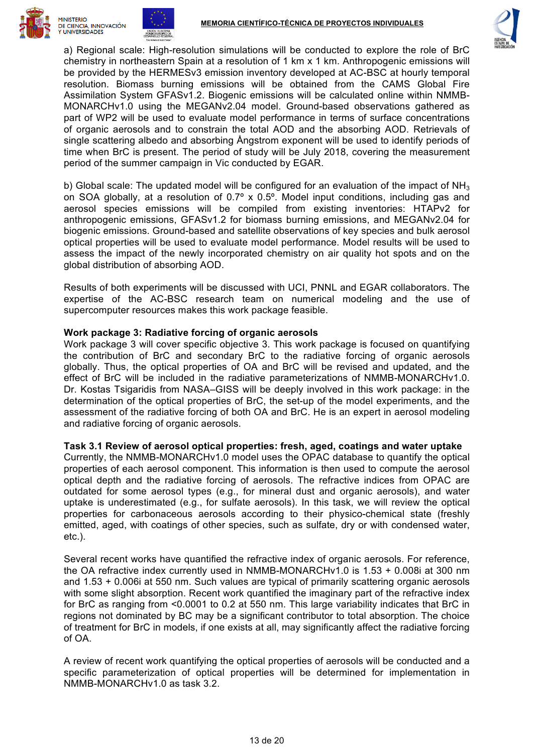a) Regional scale: High-resolution simulations will be conducted to explore the role of BrC chemistry in northeastern Spain at a resolution of 1 km x 1 km. Anthropogenic emissions will be provided by the HERMESv3 emission inventory developed at AC-BSC at hourly temporal resolution. Biomass burning emissions will be obtained from the CAMS Global Fire Assimilation System GFASv1.2. Biogenic emissions will be calculated online within NMMB-MONARCHv1.0 using the MEGANv2.04 model. Ground-based observations gathered as part of WP2 will be used to evaluate model performance in terms of surface concentrations of organic aerosols and to constrain the total AOD and the absorbing AOD. Retrievals of single scattering albedo and absorbing Ångstrom exponent will be used to identify periods of time when BrC is present. The period of study will be July 2018, covering the measurement period of the summer campaign in Vic conducted by EGAR.

b) Global scale: The updated model will be configured for an evaluation of the impact of $NH_3$ on SOA globally, at a resolution of 0.7º x 0.5º. Model input conditions, including gas and aerosol species emissions will be compiled from existing inventories: HTAPv2 for anthropogenic emissions, GFASv1.2 for biomass burning emissions, and MEGANv2.04 for biogenic emissions. Ground-based and satellite observations of key species and bulk aerosol optical properties will be used to evaluate model performance. Model results will be used to assess the impact of the newly incorporated chemistry on air quality hot spots and on the global distribution of absorbing AOD.

Results of both experiments will be discussed with UCI, PNNL and EGAR collaborators. The expertise of the AC-BSC research team on numerical modeling and the use of supercomputer resources makes this work package feasible.

**Work package 3: Radiative forcing of organic aerosols**

Work package 3 will cover specific objective 3. This work package is focused on quantifying the contribution of BrC and secondary BrC to the radiative forcing of organic aerosols globally. Thus, the optical properties of OA and BrC will be revised and updated, and the effect of BrC will be included in the radiative parameterizations of NMMB-MONARCHv1.0. Dr. Kostas Tsigaridis from NASA–GISS will be deeply involved in this work package: in the determination of the optical properties of BrC, the set-up of the model experiments, and the assessment of the radiative forcing of both OA and BrC. He is an expert in aerosol modeling and radiative forcing of organic aerosols.

**Task 3.1 Review of aerosol optical properties: fresh, aged, coatings and water uptake**

Currently, the NMMB-MONARCHv1.0 model uses the OPAC database to quantify the optical properties of each aerosol component. This information is then used to compute the aerosol optical depth and the radiative forcing of aerosols. The refractive indices from OPAC are outdated for some aerosol types (e.g., for mineral dust and organic aerosols), and water uptake is underestimated (e.g., for sulfate aerosols). In this task, we will review the optical properties for carbonaceous aerosols according to their physico-chemical state (freshly emitted, aged, with coatings of other species, such as sulfate, dry or with condensed water, etc.).

Several recent works have quantified the refractive index of organic aerosols. For reference, the OA refractive index currently used in NMMB-MONARCHv1.0 is 1.53 + 0.008i at 300 nm and 1.53 + 0.006i at 550 nm. Such values are typical of primarily scattering organic aerosols with some slight absorption. Recent work quantified the imaginary part of the refractive index for BrC as ranging from <0.0001 to 0.2 at 550 nm. This large variability indicates that BrC in regions not dominated by BC may be a significant contributor to total absorption. The choice of treatment for BrC in models, if one exists at all, may significantly affect the radiative forcing of OA.

A review of recent work quantifying the optical properties of aerosols will be conducted and a specific parameterization of optical properties will be determined for implementation in NMMB-MONARCHv1.0 as task 3.2.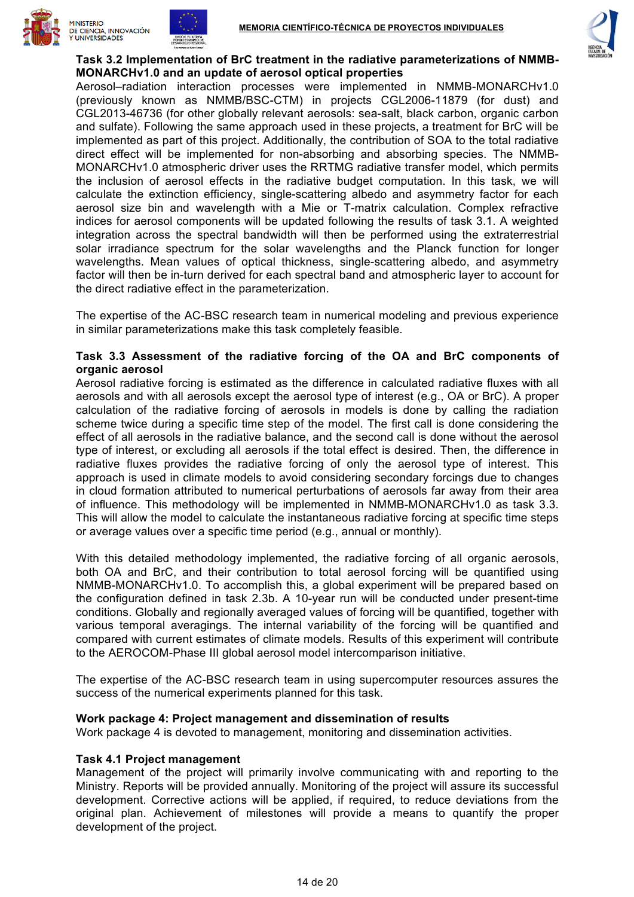### Task 3.2 Implementation of BrC treatment in the radiative parameterizations of NMMB-MONARCHv1.0 and an update of aerosol optical properties

Aerosol–radiation interaction processes were implemented in NMMB-MONARCHv1.0 (previously known as NMMB/BSC-CTM) in projects CGL2006-11879 (for dust) and CGL2013-46736 (for other globally relevant aerosols: sea-salt, black carbon, organic carbon and sulfate). Following the same approach used in these projects, a treatment for BrC will be implemented as part of this project. Additionally, the contribution of SOA to the total radiative direct effect will be implemented for non-absorbing and absorbing species. The NMMB-MONARCHv1.0 atmospheric driver uses the RRTMG radiative transfer model, which permits the inclusion of aerosol effects in the radiative budget computation. In this task, we will calculate the extinction efficiency, single-scattering albedo and asymmetry factor for each aerosol size bin and wavelength with a Mie or T-matrix calculation. Complex refractive indices for aerosol components will be updated following the results of task 3.1. A weighted integration across the spectral bandwidth will then be performed using the extraterrestrial solar irradiance spectrum for the solar wavelengths and the Planck function for longer wavelengths. Mean values of optical thickness, single-scattering albedo, and asymmetry factor will then be in-turn derived for each spectral band and atmospheric layer to account for the direct radiative effect in the parameterization.

The expertise of the AC-BSC research team in numerical modeling and previous experience in similar parameterizations make this task completely feasible.

### Task 3.3 Assessment of the radiative forcing of the OA and BrC components of organic aerosol

Aerosol radiative forcing is estimated as the difference in calculated radiative fluxes with all aerosols and with all aerosols except the aerosol type of interest (e.g., OA or BrC). A proper calculation of the radiative forcing of aerosols in models is done by calling the radiation scheme twice during a specific time step of the model. The first call is done considering the effect of all aerosols in the radiative balance, and the second call is done without the aerosol type of interest, or excluding all aerosols if the total effect is desired. Then, the difference in radiative fluxes provides the radiative forcing of only the aerosol type of interest. This approach is used in climate models to avoid considering secondary forcings due to changes in cloud formation attributed to numerical perturbations of aerosols far away from their area of influence. This methodology will be implemented in NMMB-MONARCHv1.0 as task 3.3. This will allow the model to calculate the instantaneous radiative forcing at specific time steps or average values over a specific time period (e.g., annual or monthly).

With this detailed methodology implemented, the radiative forcing of all organic aerosols, both OA and BrC, and their contribution to total aerosol forcing will be quantified using NMMB-MONARCHv1.0. To accomplish this, a global experiment will be prepared based on the configuration defined in task 2.3b. A 10-year run will be conducted under present-time conditions. Globally and regionally averaged values of forcing will be quantified, together with various temporal averagings. The internal variability of the forcing will be quantified and compared with current estimates of climate models. Results of this experiment will contribute to the AEROCOM-Phase III global aerosol model intercomparison initiative.

The expertise of the AC-BSC research team in using supercomputer resources assures the success of the numerical experiments planned for this task.

## Work package 4: Project management and dissemination of results

Work package 4 is devoted to management, monitoring and dissemination activities.

### Task 4.1 Project management

Management of the project will primarily involve communicating with and reporting to the Ministry. Reports will be provided annually. Monitoring of the project will assure its successful development. Corrective actions will be applied, if required, to reduce deviations from the original plan. Achievement of milestones will provide a means to quantify the proper development of the project.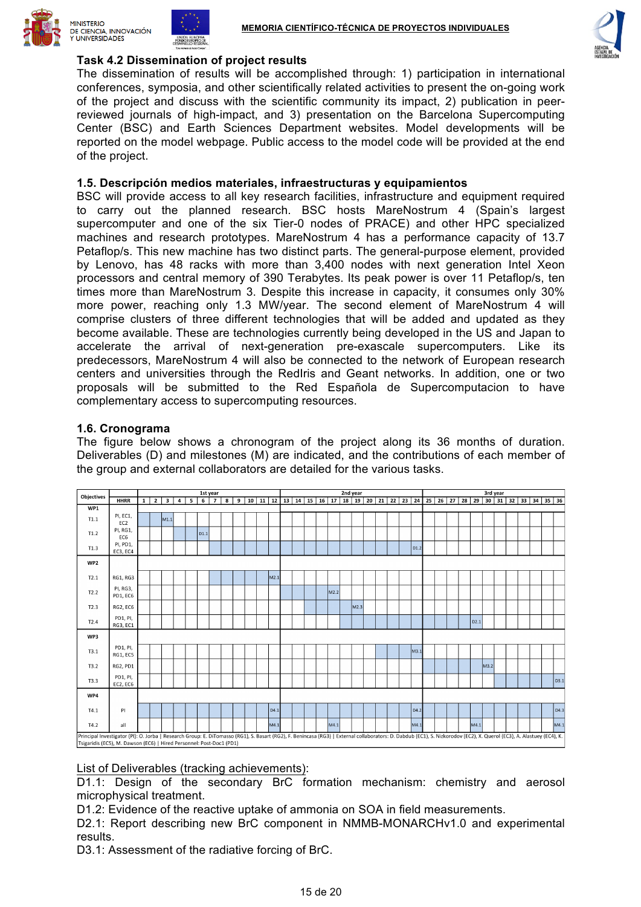### Task 4.2 Dissemination of project results

The dissemination of results will be accomplished through: 1) participation in international conferences, symposia, and other scientifically related activities to present the on-going work of the project and discuss with the scientific community its impact, 2) publication in peer-reviewed journals of high-impact, and 3) presentation on the Barcelona Supercomputing Center (BSC) and Earth Sciences Department websites. Model developments will be reported on the model webpage. Public access to the model code will be provided at the end of the project.

## 1.5. Descripción medios materiales, infraestructuras y equipamientos

BSC will provide access to all key research facilities, infrastructure and equipment required to carry out the planned research. BSC hosts MareNostrum 4 (Spain's largest supercomputer and one of the six Tier-0 nodes of PRACE) and other HPC specialized machines and research prototypes. MareNostrum 4 has a performance capacity of 13.7 Petaflop/s. This new machine has two distinct parts. The general-purpose element, provided by Lenovo, has 48 racks with more than 3,400 nodes with next generation Intel Xeon processors and central memory of 390 Terabytes. Its peak power is over 11 Petaflop/s, ten times more than MareNostrum 3. Despite this increase in capacity, it consumes only 30% more power, reaching only 1.3 MW/year. The second element of MareNostrum 4 will comprise clusters of three different technologies that will be added and updated as they become available. These are technologies currently being developed in the US and Japan to accelerate the arrival of next-generation pre-exascale supercomputers. Like its predecessors, MareNostrum 4 will also be connected to the network of European research centers and universities through the RedIris and Geant networks. In addition, one or two proposals will be submitted to the Red Española de Supercomputacion to have complementary access to supercomputing resources.

## 1.6. Cronograma

The figure below shows a chronogram of the project along its 36 months of duration. Deliverables (D) and milestones (M) are indicated, and the contributions of each member of the group and external collaborators are detailed for the various tasks.

| Objectives | | 1st year | | | | | | | | | | | | 2nd year | | | | | | | | | | | | 3rd year | | | | | | | | | | | |
|---|---|---|---|---|---|---|---|---|---|---|---|---|---|---|---|---|---|---|---|---|---|---|---|---|---|---|---|---|---|---|---|---|---|---|---|---|---|
| | HHRR | 1 | 2 | 3 | 4 | 5 | 6 | 7 | 8 | 9 | 10 | 11 | 12 | 13 | 14 | 15 | 16 | 17 | 18 | 19 | 20 | 21 | 22 | 23 | 24 | 25 | 26 | 27 | 28 | 29 | 30 | 31 | 32 | 33 | 34 | 35 | 36 |
| WP1 | | | | | | | | | | | | | | | | | | | | | | | | | | | | | | | | | | | | | |
| T1.1 | PI, EC1, EC2 | | | M1.1 | | | | | | | | | | | | | | | | | | | | | | | | | | | | | | | | | |
| T1.2 | PI, RG1, EC6 | | | | | | D1.1 | | | | | | | | | | | | | | | | | | | | | | | | | | | | | | |
| T1.3 | PI, PD1, EC3, EC4 | | | | | | | | | | | | | | | | | | | | | | | | D1.2 | | | | | | | | | | | | |
| WP2 | | | | | | | | | | | | | | | | | | | | | | | | | | | | | | | | | | | | | |
| T2.1 | RG1, RG3 | | | | | | | | | | | | M2.1 | | | | | | | | | | | | | | | | | | | | | | | | |
| T2.2 | PI, RG3, PD1, EC6 | | | | | | | | | | | | | | | | | M2.2 | | | | | | | | | | | | | | | | | | | |
| T2.3 | RG2, EC6 | | | | | | | | | | | | | | | | | | | M2.3 | | | | | | | | | | | | | | | | | |
| T2.4 | PD1, PI, RG3, EC1 | | | | | | | | | | | | | | | | | | | | | | | | | | | | | D2.1 | | | | | | | |
| WP3 | | | | | | | | | | | | | | | | | | | | | | | | | | | | | | | | | | | | | |
| T3.1 | PD1, PI, RG1, EC5 | | | | | | | | | | | | | | | | | | | | | | | | M3.1 | | | | | | | | | | | | |
| T3.2 | RG2, PD1 | | | | | | | | | | | | | | | | | | | | | | | | | | | | | | M3.2 | | | | | | |
| T3.3 | PD1, PI, EC2, EC6 | | | | | | | | | | | | | | | | | | | | | | | | | | | | | | | | | | | | D3.1 |
| WP4 | | | | | | | | | | | | | | | | | | | | | | | | | | | | | | | | | | | | | |
| T4.1 | PI | | | | | | | | | | | | D4.1 | | | | | | | | | | | | D4.2 | | | | | | | | | | | | D4.3 |
| T4.2 | all | | | | | | | | | | | | M4.1 | | | | | M4.1 | | | | | | | M4.1 | | | | | M4.1 | | | | | | | M4.1 |

Principal Investigator (PI): O. Jorba | Research Group: E. DiTomasso (RG1), S. Basart (RG2), F. Benincasa (RG3) | External collaborators: D. Dabdub (EC1), S. Nizkorodov (EC2), X. Querol (EC3), A. Alastuey (EC4), K. Tsigaridis (EC5), M. Dawson (EC6) | Hired Personnel: Post-Doc1 (PD1)

List of Deliverables (tracking achievements):

D1.1: Design of the secondary BrC formation mechanism: chemistry and aerosol microphysical treatment.

D1.2: Evidence of the reactive uptake of ammonia on SOA in field measurements.

D2.1: Report describing new BrC component in NMMB-MONARCHv1.0 and experimental results.

D3.1: Assessment of the radiative forcing of BrC.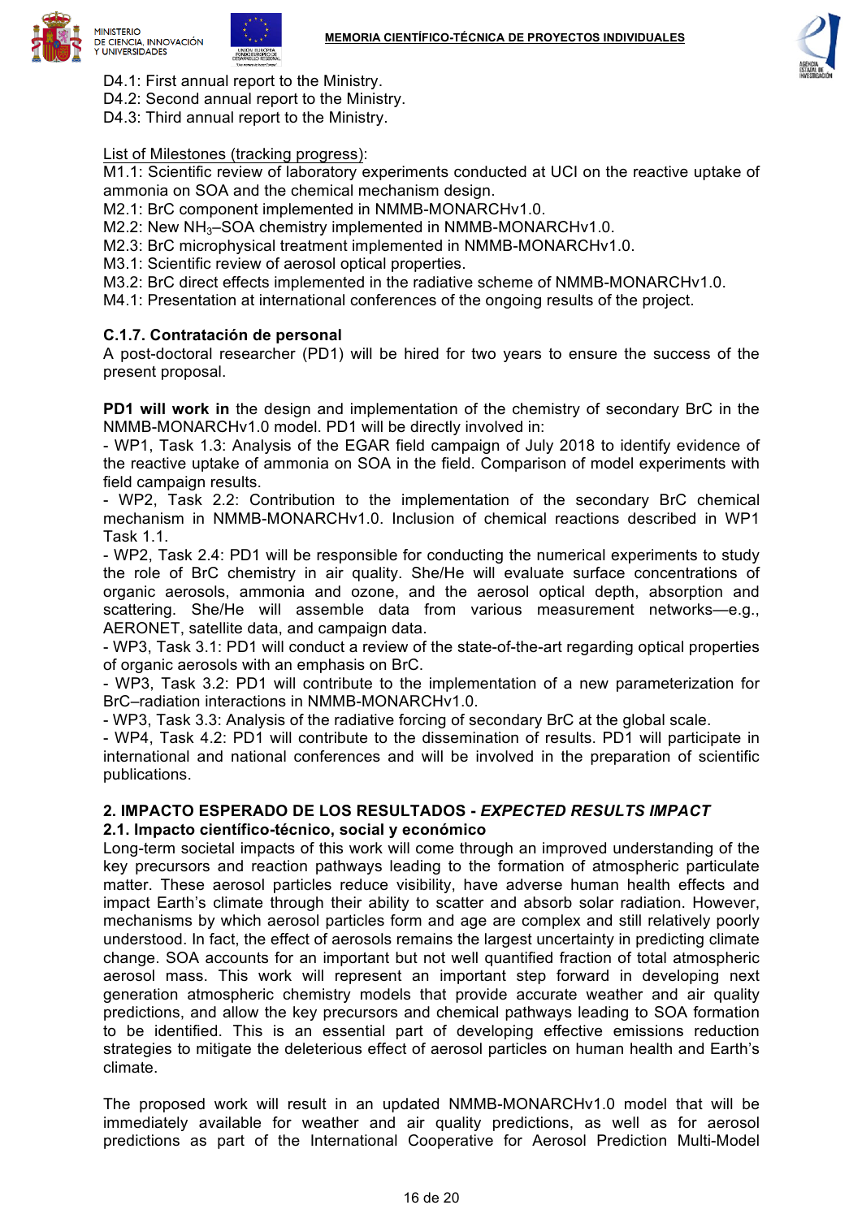D4.1: First annual report to the Ministry.
D4.2: Second annual report to the Ministry.
D4.3: Third annual report to the Ministry.

List of Milestones (tracking progress):
M1.1: Scientific review of laboratory experiments conducted at UCI on the reactive uptake of ammonia on SOA and the chemical mechanism design.
M2.1: BrC component implemented in NMMB-MONARCHv1.0.
M2.2: New $NH_3$–SOA chemistry implemented in NMMB-MONARCHv1.0.
M2.3: BrC microphysical treatment implemented in NMMB-MONARCHv1.0.
M3.1: Scientific review of aerosol optical properties.
M3.2: BrC direct effects implemented in the radiative scheme of NMMB-MONARCHv1.0.
M4.1: Presentation at international conferences of the ongoing results of the project.

### C.1.7. Contratación de personal

A post-doctoral researcher (PD1) will be hired for two years to ensure the success of the present proposal.

**PD1 will work in** the design and implementation of the chemistry of secondary BrC in the NMMB-MONARCHv1.0 model. PD1 will be directly involved in:

- WP1, Task 1.3: Analysis of the EGAR field campaign of July 2018 to identify evidence of the reactive uptake of ammonia on SOA in the field. Comparison of model experiments with field campaign results.
- WP2, Task 2.2: Contribution to the implementation of the secondary BrC chemical mechanism in NMMB-MONARCHv1.0. Inclusion of chemical reactions described in WP1 Task 1.1.
- WP2, Task 2.4: PD1 will be responsible for conducting the numerical experiments to study the role of BrC chemistry in air quality. She/He will evaluate surface concentrations of organic aerosols, ammonia and ozone, and the aerosol optical depth, absorption and scattering. She/He will assemble data from various measurement networks—e.g., AERONET, satellite data, and campaign data.
- WP3, Task 3.1: PD1 will conduct a review of the state-of-the-art regarding optical properties of organic aerosols with an emphasis on BrC.
- WP3, Task 3.2: PD1 will contribute to the implementation of a new parameterization for BrC–radiation interactions in NMMB-MONARCHv1.0.
- WP3, Task 3.3: Analysis of the radiative forcing of secondary BrC at the global scale.
- WP4, Task 4.2: PD1 will contribute to the dissemination of results. PD1 will participate in international and national conferences and will be involved in the preparation of scientific publications.

## 2. IMPACTO ESPERADO DE LOS RESULTADOS - *EXPECTED RESULTS IMPACT*

### 2.1. Impacto científico-técnico, social y económico

Long-term societal impacts of this work will come through an improved understanding of the key precursors and reaction pathways leading to the formation of atmospheric particulate matter. These aerosol particles reduce visibility, have adverse human health effects and impact Earth's climate through their ability to scatter and absorb solar radiation. However, mechanisms by which aerosol particles form and age are complex and still relatively poorly understood. In fact, the effect of aerosols remains the largest uncertainty in predicting climate change. SOA accounts for an important but not well quantified fraction of total atmospheric aerosol mass. This work will represent an important step forward in developing next generation atmospheric chemistry models that provide accurate weather and air quality predictions, and allow the key precursors and chemical pathways leading to SOA formation to be identified. This is an essential part of developing effective emissions reduction strategies to mitigate the deleterious effect of aerosol particles on human health and Earth's climate.

The proposed work will result in an updated NMMB-MONARCHv1.0 model that will be immediately available for weather and air quality predictions, as well as for aerosol predictions as part of the International Cooperative for Aerosol Prediction Multi-Model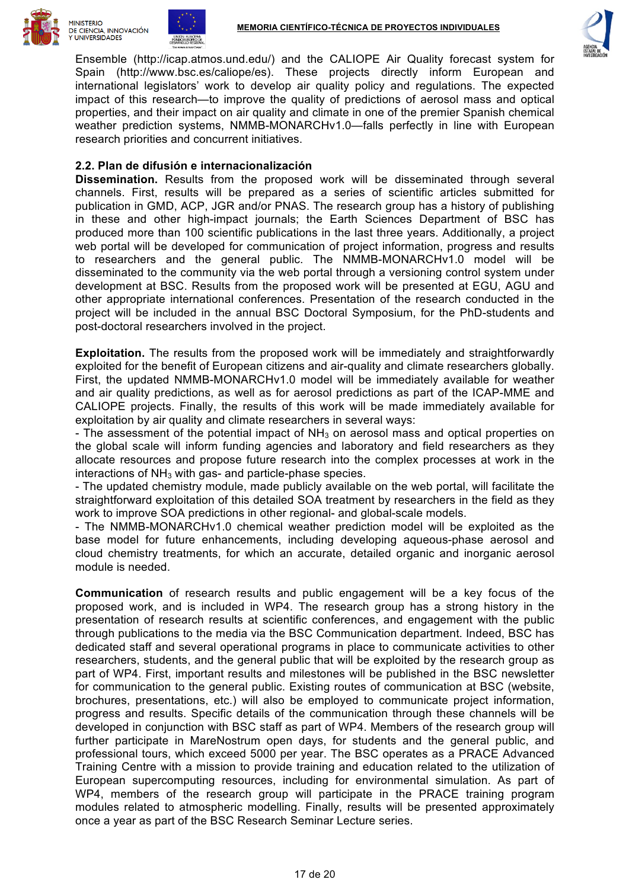Ensemble (http://icap.atmos.und.edu/) and the CALIOPE Air Quality forecast system for Spain (http://www.bsc.es/caliope/es). These projects directly inform European and international legislators' work to develop air quality policy and regulations. The expected impact of this research—to improve the quality of predictions of aerosol mass and optical properties, and their impact on air quality and climate in one of the premier Spanish chemical weather prediction systems, NMMB-MONARCHv1.0—falls perfectly in line with European research priorities and concurrent initiatives.

### 2.2. Plan de difusión e internacionalización

**Dissemination.** Results from the proposed work will be disseminated through several channels. First, results will be prepared as a series of scientific articles submitted for publication in GMD, ACP, JGR and/or PNAS. The research group has a history of publishing in these and other high-impact journals; the Earth Sciences Department of BSC has produced more than 100 scientific publications in the last three years. Additionally, a project web portal will be developed for communication of project information, progress and results to researchers and the general public. The NMMB-MONARCHv1.0 model will be disseminated to the community via the web portal through a versioning control system under development at BSC. Results from the proposed work will be presented at EGU, AGU and other appropriate international conferences. Presentation of the research conducted in the project will be included in the annual BSC Doctoral Symposium, for the PhD-students and post-doctoral researchers involved in the project.

**Exploitation.** The results from the proposed work will be immediately and straightforwardly exploited for the benefit of European citizens and air-quality and climate researchers globally. First, the updated NMMB-MONARCHv1.0 model will be immediately available for weather and air quality predictions, as well as for aerosol predictions as part of the ICAP-MME and CALIOPE projects. Finally, the results of this work will be made immediately available for exploitation by air quality and climate researchers in several ways:

- The assessment of the potential impact of $NH_3$ on aerosol mass and optical properties on the global scale will inform funding agencies and laboratory and field researchers as they allocate resources and propose future research into the complex processes at work in the interactions of $NH_3$ with gas- and particle-phase species.
- The updated chemistry module, made publicly available on the web portal, will facilitate the straightforward exploitation of this detailed SOA treatment by researchers in the field as they work to improve SOA predictions in other regional- and global-scale models.
- The NMMB-MONARCHv1.0 chemical weather prediction model will be exploited as the base model for future enhancements, including developing aqueous-phase aerosol and cloud chemistry treatments, for which an accurate, detailed organic and inorganic aerosol module is needed.

**Communication** of research results and public engagement will be a key focus of the proposed work, and is included in WP4. The research group has a strong history in the presentation of research results at scientific conferences, and engagement with the public through publications to the media via the BSC Communication department. Indeed, BSC has dedicated staff and several operational programs in place to communicate activities to other researchers, students, and the general public that will be exploited by the research group as part of WP4. First, important results and milestones will be published in the BSC newsletter for communication to the general public. Existing routes of communication at BSC (website, brochures, presentations, etc.) will also be employed to communicate project information, progress and results. Specific details of the communication through these channels will be developed in conjunction with BSC staff as part of WP4. Members of the research group will further participate in MareNostrum open days, for students and the general public, and professional tours, which exceed 5000 per year. The BSC operates as a PRACE Advanced Training Centre with a mission to provide training and education related to the utilization of European supercomputing resources, including for environmental simulation. As part of WP4, members of the research group will participate in the PRACE training program modules related to atmospheric modelling. Finally, results will be presented approximately once a year as part of the BSC Research Seminar Lecture series.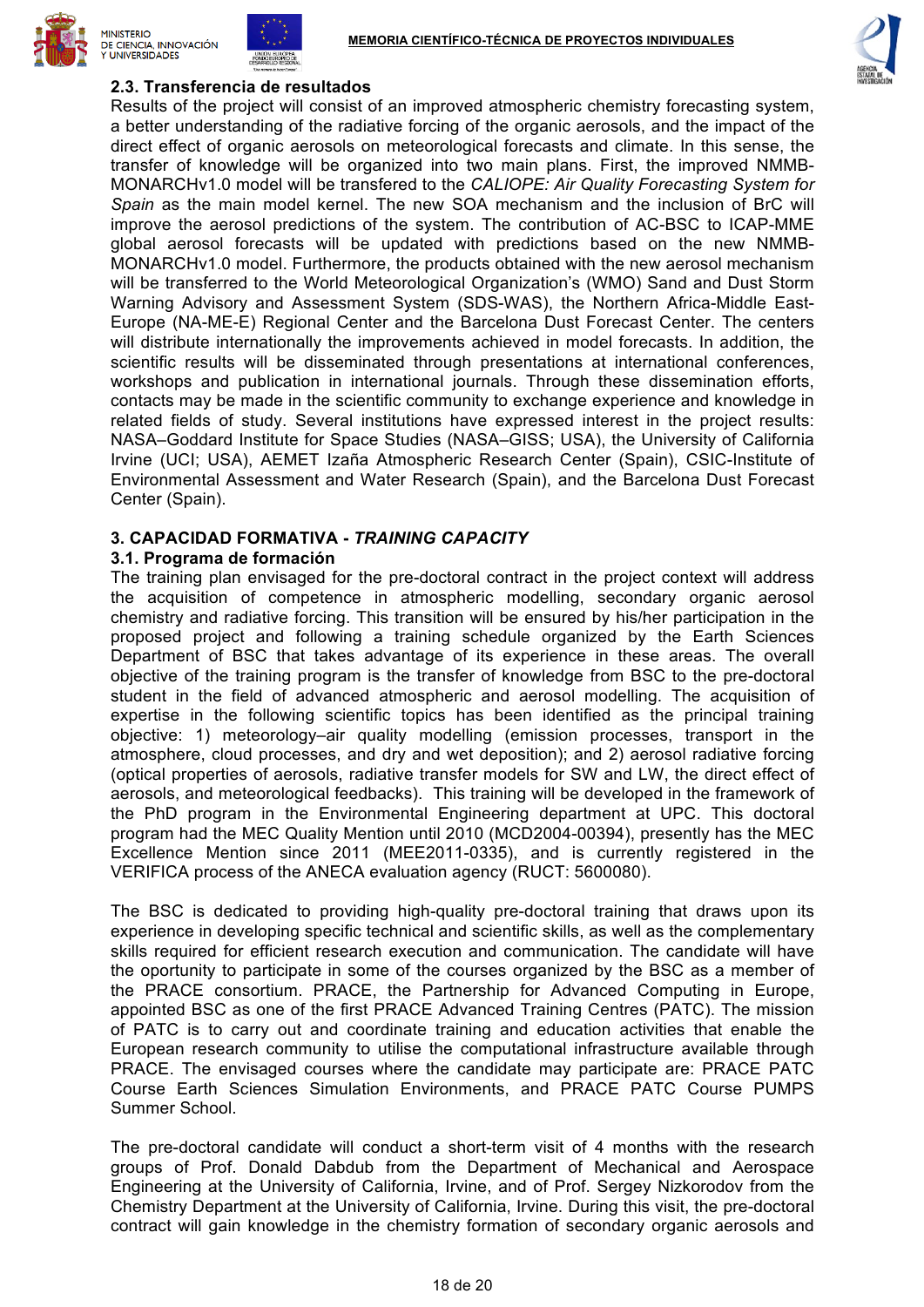### 2.3. Transferencia de resultados

Results of the project will consist of an improved atmospheric chemistry forecasting system, a better understanding of the radiative forcing of the organic aerosols, and the impact of the direct effect of organic aerosols on meteorological forecasts and climate. In this sense, the transfer of knowledge will be organized into two main plans. First, the improved NMMB-MONARCHv1.0 model will be transfered to the *CALIOPE: Air Quality Forecasting System for Spain* as the main model kernel. The new SOA mechanism and the inclusion of BrC will improve the aerosol predictions of the system. The contribution of AC-BSC to ICAP-MME global aerosol forecasts will be updated with predictions based on the new NMMB-MONARCHv1.0 model. Furthermore, the products obtained with the new aerosol mechanism will be transferred to the World Meteorological Organization's (WMO) Sand and Dust Storm Warning Advisory and Assessment System (SDS-WAS), the Northern Africa-Middle East-Europe (NA-ME-E) Regional Center and the Barcelona Dust Forecast Center. The centers will distribute internationally the improvements achieved in model forecasts. In addition, the scientific results will be disseminated through presentations at international conferences, workshops and publication in international journals. Through these dissemination efforts, contacts may be made in the scientific community to exchange experience and knowledge in related fields of study. Several institutions have expressed interest in the project results: NASA–Goddard Institute for Space Studies (NASA–GISS; USA), the University of California Irvine (UCI; USA), AEMET Izaña Atmospheric Research Center (Spain), CSIC-Institute of Environmental Assessment and Water Research (Spain), and the Barcelona Dust Forecast Center (Spain).

## 3. CAPACIDAD FORMATIVA - *TRAINING CAPACITY*

### 3.1. Programa de formación

The training plan envisaged for the pre-doctoral contract in the project context will address the acquisition of competence in atmospheric modelling, secondary organic aerosol chemistry and radiative forcing. This transition will be ensured by his/her participation in the proposed project and following a training schedule organized by the Earth Sciences Department of BSC that takes advantage of its experience in these areas. The overall objective of the training program is the transfer of knowledge from BSC to the pre-doctoral student in the field of advanced atmospheric and aerosol modelling. The acquisition of expertise in the following scientific topics has been identified as the principal training objective: 1) meteorology–air quality modelling (emission processes, transport in the atmosphere, cloud processes, and dry and wet deposition); and 2) aerosol radiative forcing (optical properties of aerosols, radiative transfer models for SW and LW, the direct effect of aerosols, and meteorological feedbacks). This training will be developed in the framework of the PhD program in the Environmental Engineering department at UPC. This doctoral program had the MEC Quality Mention until 2010 (MCD2004-00394), presently has the MEC Excellence Mention since 2011 (MEE2011-0335), and is currently registered in the VERIFICA process of the ANECA evaluation agency (RUCT: 5600080).

The BSC is dedicated to providing high-quality pre-doctoral training that draws upon its experience in developing specific technical and scientific skills, as well as the complementary skills required for efficient research execution and communication. The candidate will have the oportunity to participate in some of the courses organized by the BSC as a member of the PRACE consortium. PRACE, the Partnership for Advanced Computing in Europe, appointed BSC as one of the first PRACE Advanced Training Centres (PATC). The mission of PATC is to carry out and coordinate training and education activities that enable the European research community to utilise the computational infrastructure available through PRACE. The envisaged courses where the candidate may participate are: PRACE PATC Course Earth Sciences Simulation Environments, and PRACE PATC Course PUMPS Summer School.

The pre-doctoral candidate will conduct a short-term visit of 4 months with the research groups of Prof. Donald Dabdub from the Department of Mechanical and Aerospace Engineering at the University of California, Irvine, and of Prof. Sergey Nizkorodov from the Chemistry Department at the University of California, Irvine. During this visit, the pre-doctoral contract will gain knowledge in the chemistry formation of secondary organic aerosols and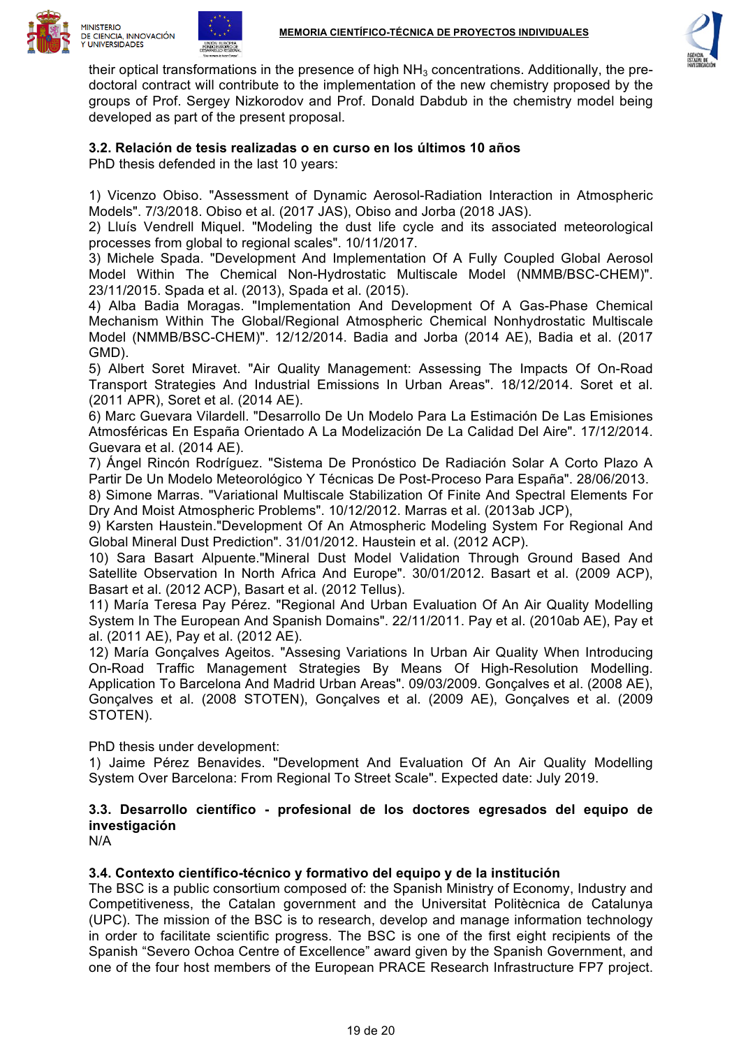their optical transformations in the presence of high $NH_3$ concentrations. Additionally, the pre-doctoral contract will contribute to the implementation of the new chemistry proposed by the groups of Prof. Sergey Nizkorodov and Prof. Donald Dabdub in the chemistry model being developed as part of the present proposal.

### 3.2. Relación de tesis realizadas o en curso en los últimos 10 años

PhD thesis defended in the last 10 years:

1) Vicenzo Obiso. "Assessment of Dynamic Aerosol-Radiation Interaction in Atmospheric Models". 7/3/2018. Obiso et al. (2017 JAS), Obiso and Jorba (2018 JAS).
2) Lluís Vendrell Miquel. "Modeling the dust life cycle and its associated meteorological processes from global to regional scales". 10/11/2017.
3) Michele Spada. "Development And Implementation Of A Fully Coupled Global Aerosol Model Within The Chemical Non-Hydrostatic Multiscale Model (NMMB/BSC-CHEM)". 23/11/2015. Spada et al. (2013), Spada et al. (2015).
4) Alba Badia Moragas. "Implementation And Development Of A Gas-Phase Chemical Mechanism Within The Global/Regional Atmospheric Chemical Nonhydrostatic Multiscale Model (NMMB/BSC-CHEM)". 12/12/2014. Badia and Jorba (2014 AE), Badia et al. (2017 GMD).
5) Albert Soret Miravet. "Air Quality Management: Assessing The Impacts Of On-Road Transport Strategies And Industrial Emissions In Urban Areas". 18/12/2014. Soret et al. (2011 APR), Soret et al. (2014 AE).
6) Marc Guevara Vilardell. "Desarrollo De Un Modelo Para La Estimación De Las Emisiones Atmosféricas En España Orientado A La Modelización De La Calidad Del Aire". 17/12/2014. Guevara et al. (2014 AE).
7) Ángel Rincón Rodríguez. "Sistema De Pronóstico De Radiación Solar A Corto Plazo A Partir De Un Modelo Meteorológico Y Técnicas De Post-Proceso Para España". 28/06/2013.
8) Simone Marras. "Variational Multiscale Stabilization Of Finite And Spectral Elements For Dry And Moist Atmospheric Problems". 10/12/2012. Marras et al. (2013ab JCP),
9) Karsten Haustein."Development Of An Atmospheric Modeling System For Regional And Global Mineral Dust Prediction". 31/01/2012. Haustein et al. (2012 ACP).
10) Sara Basart Alpuente."Mineral Dust Model Validation Through Ground Based And Satellite Observation In North Africa And Europe". 30/01/2012. Basart et al. (2009 ACP), Basart et al. (2012 ACP), Basart et al. (2012 Tellus).
11) María Teresa Pay Pérez. "Regional And Urban Evaluation Of An Air Quality Modelling System In The European And Spanish Domains". 22/11/2011. Pay et al. (2010ab AE), Pay et al. (2011 AE), Pay et al. (2012 AE).
12) María Gonçalves Ageitos. "Assesing Variations In Urban Air Quality When Introducing On-Road Traffic Management Strategies By Means Of High-Resolution Modelling. Application To Barcelona And Madrid Urban Areas". 09/03/2009. Gonçalves et al. (2008 AE), Gonçalves et al. (2008 STOTEN), Gonçalves et al. (2009 AE), Gonçalves et al. (2009 STOTEN).

PhD thesis under development:
1) Jaime Pérez Benavides. "Development And Evaluation Of An Air Quality Modelling System Over Barcelona: From Regional To Street Scale". Expected date: July 2019.

### 3.3. Desarrollo científico - profesional de los doctores egresados del equipo de investigación

N/A

### 3.4. Contexto científico-técnico y formativo del equipo y de la institución

The BSC is a public consortium composed of: the Spanish Ministry of Economy, Industry and Competitiveness, the Catalan government and the Universitat Politècnica de Catalunya (UPC). The mission of the BSC is to research, develop and manage information technology in order to facilitate scientific progress. The BSC is one of the first eight recipients of the Spanish "Severo Ochoa Centre of Excellence" award given by the Spanish Government, and one of the four host members of the European PRACE Research Infrastructure FP7 project.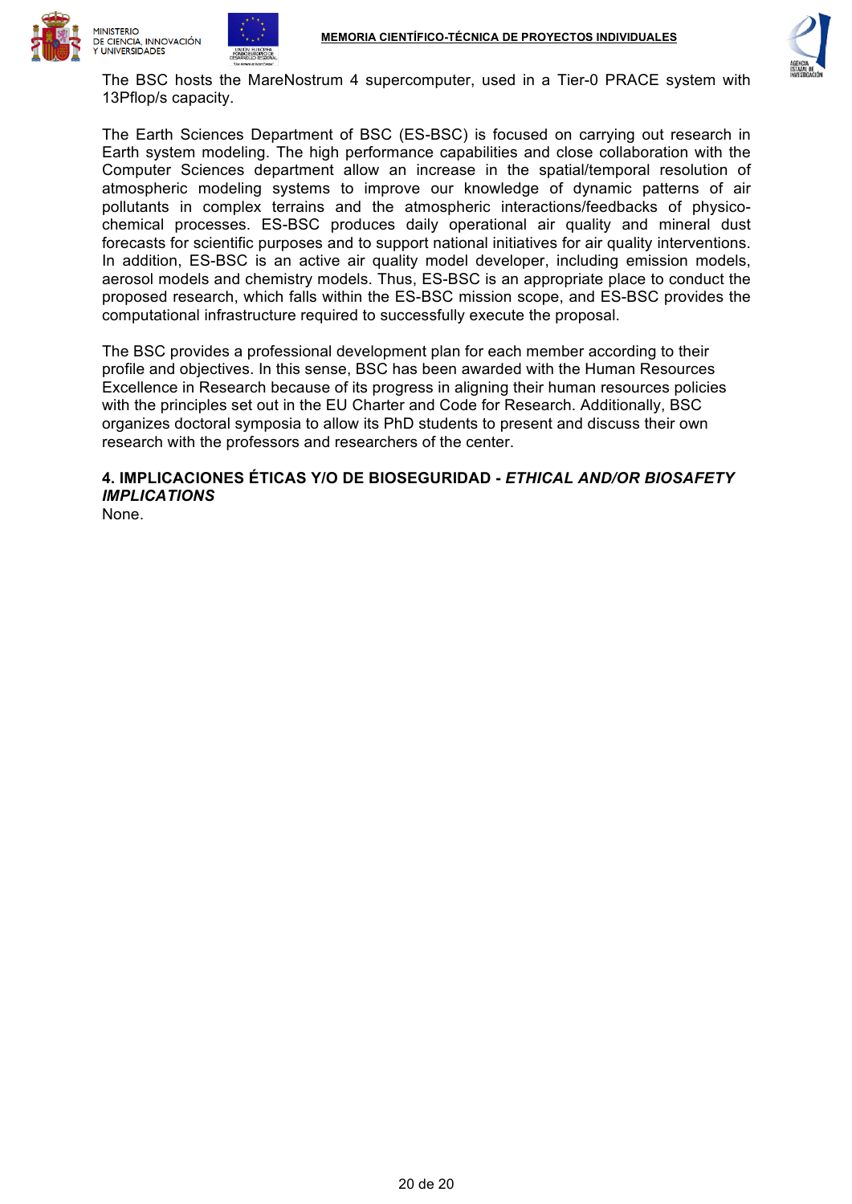The BSC hosts the MareNostrum 4 supercomputer, used in a Tier-0 PRACE system with 13Pflop/s capacity.

The Earth Sciences Department of BSC (ES-BSC) is focused on carrying out research in Earth system modeling. The high performance capabilities and close collaboration with the Computer Sciences department allow an increase in the spatial/temporal resolution of atmospheric modeling systems to improve our knowledge of dynamic patterns of air pollutants in complex terrains and the atmospheric interactions/feedbacks of physico-chemical processes. ES-BSC produces daily operational air quality and mineral dust forecasts for scientific purposes and to support national initiatives for air quality interventions. In addition, ES-BSC is an active air quality model developer, including emission models, aerosol models and chemistry models. Thus, ES-BSC is an appropriate place to conduct the proposed research, which falls within the ES-BSC mission scope, and ES-BSC provides the computational infrastructure required to successfully execute the proposal.

The BSC provides a professional development plan for each member according to their profile and objectives. In this sense, BSC has been awarded with the Human Resources Excellence in Research because of its progress in aligning their human resources policies with the principles set out in the EU Charter and Code for Research. Additionally, BSC organizes doctoral symposia to allow its PhD students to present and discuss their own research with the professors and researchers of the center.

## 4. IMPLICACIONES ÉTICAS Y/O DE BIOSEGURIDAD - *ETHICAL AND/OR BIOSAFETY IMPLICATIONS*

None.